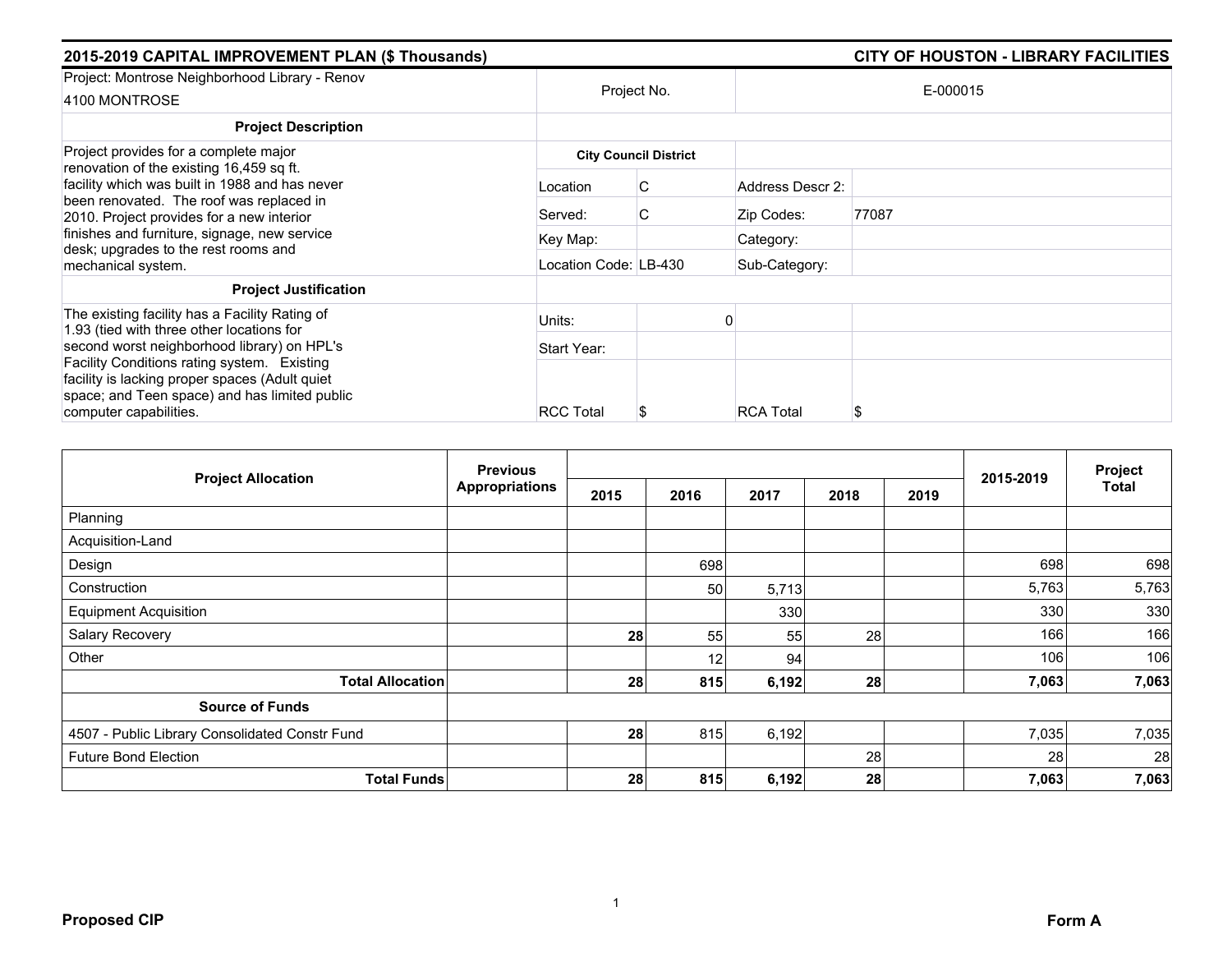## 2015-2019 CAPITAL IMPROVEMENT PLAN ($ Thousands) — CITY OF HOUSTON - LIBRARY FACILITIES

| Project: Montrose Neighborhood Library - Renov<br>4100 MONTROSE | Project No. | | E-000015 | |
|---|---|---|---|---|
| **Project Description** | | | | |
| Project provides for a complete major renovation of the existing 16,459 sq ft. facility which was built in 1988 and has never been renovated. The roof was replaced in 2010. Project provides for a new interior finishes and furniture, signage, new service desk; upgrades to the rest rooms and mechanical system. | **City Council District** | | | |
| | Location | C | Address Descr 2: | |
| | Served: | C | Zip Codes: | 77087 |
| | Key Map: | | Category: | |
| | Location Code: | LB-430 | Sub-Category: | |
| **Project Justification** | | | | |
| The existing facility has a Facility Rating of 1.93 (tied with three other locations for second worst neighborhood library) on HPL's Facility Conditions rating system. Existing facility is lacking proper spaces (Adult quiet space; and Teen space) and has limited public computer capabilities. | Units: | 0 | | |
| | Start Year: | | | |
| | RCC Total | $ | RCA Total | $ |

| Project Allocation | Previous Appropriations | 2015 | 2016 | 2017 | 2018 | 2019 | 2015-2019 | Project Total |
|---|---|---|---|---|---|---|---|---|
| Planning | | | | | | | | |
| Acquisition-Land | | | | | | | | |
| Design | | | 698 | | | | 698 | 698 |
| Construction | | | 50 | 5,713 | | | 5,763 | 5,763 |
| Equipment Acquisition | | | | 330 | | | 330 | 330 |
| Salary Recovery | | **28** | 55 | 55 | 28 | | 166 | 166 |
| Other | | | 12 | 94 | | | 106 | 106 |
| **Total Allocation** | | **28** | **815** | **6,192** | **28** | | **7,063** | **7,063** |
| **Source of Funds** | | | | | | | | |
| 4507 - Public Library Consolidated Constr Fund | | **28** | 815 | 6,192 | | | 7,035 | 7,035 |
| Future Bond Election | | | | | 28 | | 28 | 28 |
| **Total Funds** | | **28** | **815** | **6,192** | **28** | | **7,063** | **7,063** |

**Proposed CIP** — **Form A**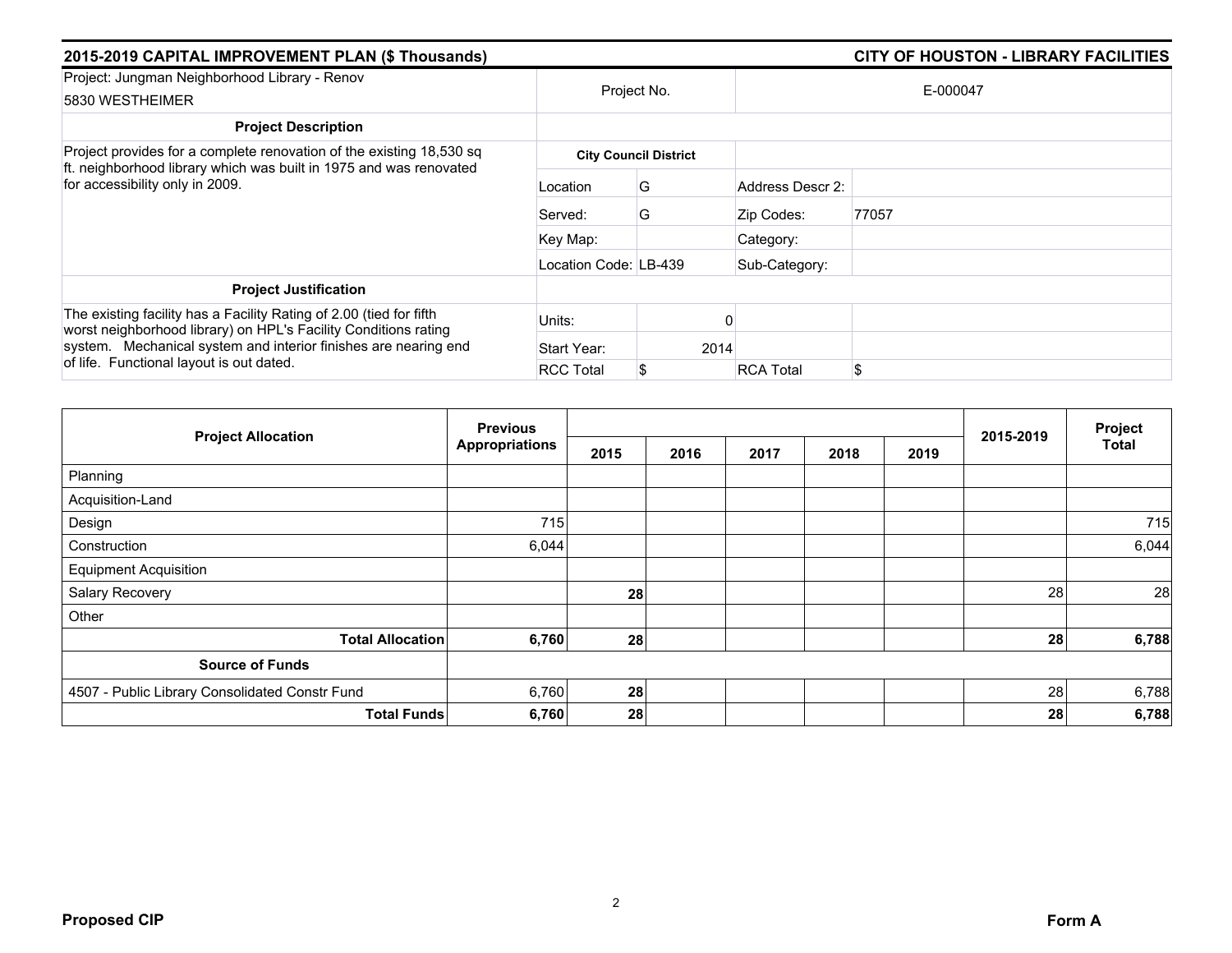## 2015-2019 CAPITAL IMPROVEMENT PLAN ($ Thousands) — CITY OF HOUSTON - LIBRARY FACILITIES

| Project: Jungman Neighborhood Library - Renov<br>5830 WESTHEIMER | Project No. | | E-000047 | |
|---|---|---|---|---|
| **Project Description** | | | | |
| Project provides for a complete renovation of the existing 18,530 sq ft. neighborhood library which was built in 1975 and was renovated for accessibility only in 2009. | **City Council District** | | | |
| | Location | G | Address Descr 2: | |
| | Served: | G | Zip Codes: | 77057 |
| | Key Map: | | Category: | |
| | Location Code: | LB-439 | Sub-Category: | |
| **Project Justification** | | | | |
| The existing facility has a Facility Rating of 2.00 (tied for fifth worst neighborhood library) on HPL's Facility Conditions rating system. Mechanical system and interior finishes are nearing end of life. Functional layout is out dated. | Units: | 0 | | |
| | Start Year: | 2014 | | |
| | RCC Total | $ | RCA Total | $ |

| Project Allocation | Previous Appropriations | 2015 | 2016 | 2017 | 2018 | 2019 | 2015-2019 | Project Total |
|---|---|---|---|---|---|---|---|---|
| Planning | | | | | | | | |
| Acquisition-Land | | | | | | | | |
| Design | 715 | | | | | | | 715 |
| Construction | 6,044 | | | | | | | 6,044 |
| Equipment Acquisition | | | | | | | | |
| Salary Recovery | | **28** | | | | | 28 | 28 |
| Other | | | | | | | | |
| **Total Allocation** | **6,760** | **28** | | | | | **28** | **6,788** |
| **Source of Funds** | | | | | | | | |
| 4507 - Public Library Consolidated Constr Fund | 6,760 | **28** | | | | | 28 | 6,788 |
| **Total Funds** | **6,760** | **28** | | | | | **28** | **6,788** |

**Proposed CIP** — **Form A**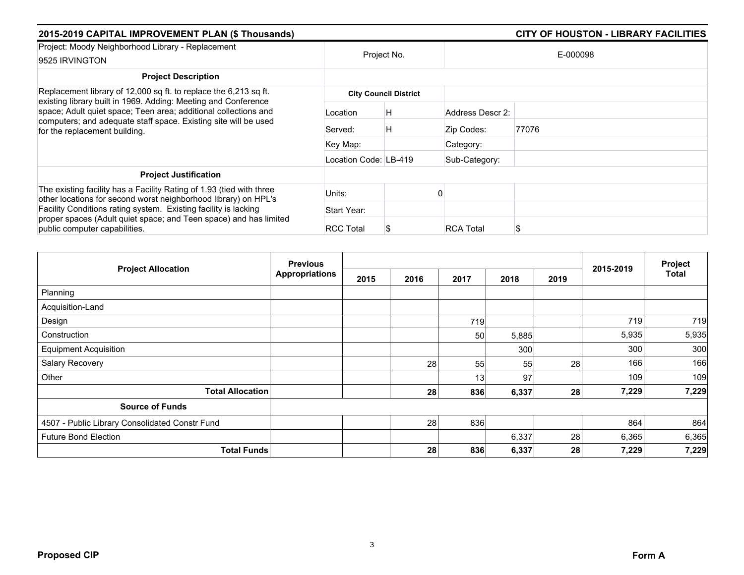## 2015-2019 CAPITAL IMPROVEMENT PLAN ($ Thousands) — CITY OF HOUSTON - LIBRARY FACILITIES

| Project: Moody Neighborhood Library - Replacement<br>9525 IRVINGTON | Project No. | | E-000098 |
|---|---|---|---|

**Project Description**

Replacement library of 12,000 sq ft. to replace the 6,213 sq ft. existing library built in 1969. Adding: Meeting and Conference space; Adult quiet space; Teen area; additional collections and computers; and adequate staff space. Existing site will be used for the replacement building.

| City Council District | | | |
|---|---|---|---|
| Location | H | Address Descr 2: | |
| Served: | H | Zip Codes: | 77076 |
| Key Map: | | Category: | |
| Location Code: | LB-419 | Sub-Category: | |

**Project Justification**

The existing facility has a Facility Rating of 1.93 (tied with three other locations for second worst neighborhood library) on HPL's Facility Conditions rating system. Existing facility is lacking proper spaces (Adult quiet space; and Teen space) and has limited public computer capabilities.

| | | | |
|---|---|---|---|
| Units: | 0 | | |
| Start Year: | | | |
| RCC Total | $ | RCA Total | $ |

| Project Allocation | Previous Appropriations | 2015 | 2016 | 2017 | 2018 | 2019 | 2015-2019 | Project Total |
|---|---|---|---|---|---|---|---|---|
| Planning | | | | | | | | |
| Acquisition-Land | | | | | | | | |
| Design | | | | 719 | | | 719 | 719 |
| Construction | | | | 50 | 5,885 | | 5,935 | 5,935 |
| Equipment Acquisition | | | | | 300 | | 300 | 300 |
| Salary Recovery | | | 28 | 55 | 55 | 28 | 166 | 166 |
| Other | | | | 13 | 97 | | 109 | 109 |
| **Total Allocation** | | | **28** | **836** | **6,337** | **28** | **7,229** | **7,229** |
| **Source of Funds** | | | | | | | | |
| 4507 - Public Library Consolidated Constr Fund | | | 28 | 836 | | | 864 | 864 |
| Future Bond Election | | | | | 6,337 | 28 | 6,365 | 6,365 |
| **Total Funds** | | | **28** | **836** | **6,337** | **28** | **7,229** | **7,229** |

**Proposed CIP** — **Form A**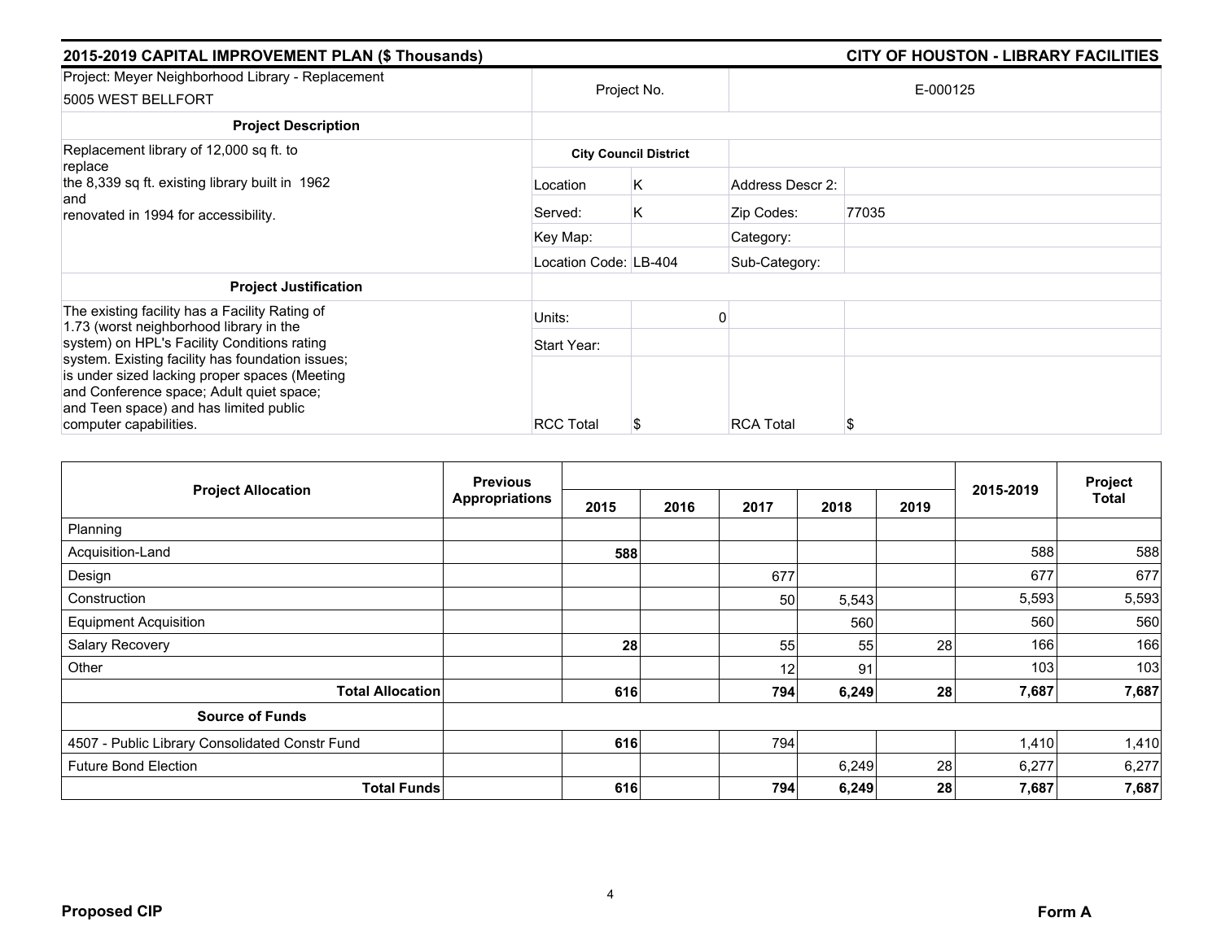## 2015-2019 CAPITAL IMPROVEMENT PLAN ($ Thousands) — CITY OF HOUSTON - LIBRARY FACILITIES

| Project: Meyer Neighborhood Library - Replacement<br>5005 WEST BELLFORT | Project No. | | E-000125 |
|---|---|---|---|
| **Project Description** | | | |
| Replacement library of 12,000 sq ft. to replace the 8,339 sq ft. existing library built in 1962 and renovated in 1994 for accessibility. | **City Council District** | | |
| | Location | K | Address Descr 2: |
| | Served: | K | Zip Codes: 77035 |
| | Key Map: | | Category: |
| | Location Code: LB-404 | | Sub-Category: |
| **Project Justification** | | | |
| The existing facility has a Facility Rating of 1.73 (worst neighborhood library in the system) on HPL's Facility Conditions rating system. Existing facility has foundation issues; is under sized lacking proper spaces (Meeting and Conference space; Adult quiet space; and Teen space) and has limited public computer capabilities. | Units: | 0 | |
| | Start Year: | | |
| | RCC Total | $ | RCA Total $ |

| Project Allocation | Previous Appropriations | 2015 | 2016 | 2017 | 2018 | 2019 | 2015-2019 | Project Total |
|---|---|---|---|---|---|---|---|---|
| Planning | | | | | | | | |
| Acquisition-Land | | **588** | | | | | 588 | 588 |
| Design | | | | 677 | | | 677 | 677 |
| Construction | | | | 50 | 5,543 | | 5,593 | 5,593 |
| Equipment Acquisition | | | | | 560 | | 560 | 560 |
| Salary Recovery | | **28** | | 55 | 55 | 28 | 166 | 166 |
| Other | | | | 12 | 91 | | 103 | 103 |
| **Total Allocation** | | **616** | | **794** | **6,249** | **28** | **7,687** | **7,687** |
| **Source of Funds** | | | | | | | | |
| 4507 - Public Library Consolidated Constr Fund | | **616** | | 794 | | | 1,410 | 1,410 |
| Future Bond Election | | | | | 6,249 | 28 | 6,277 | 6,277 |
| **Total Funds** | | **616** | | **794** | **6,249** | **28** | **7,687** | **7,687** |

**Proposed CIP** — **Form A**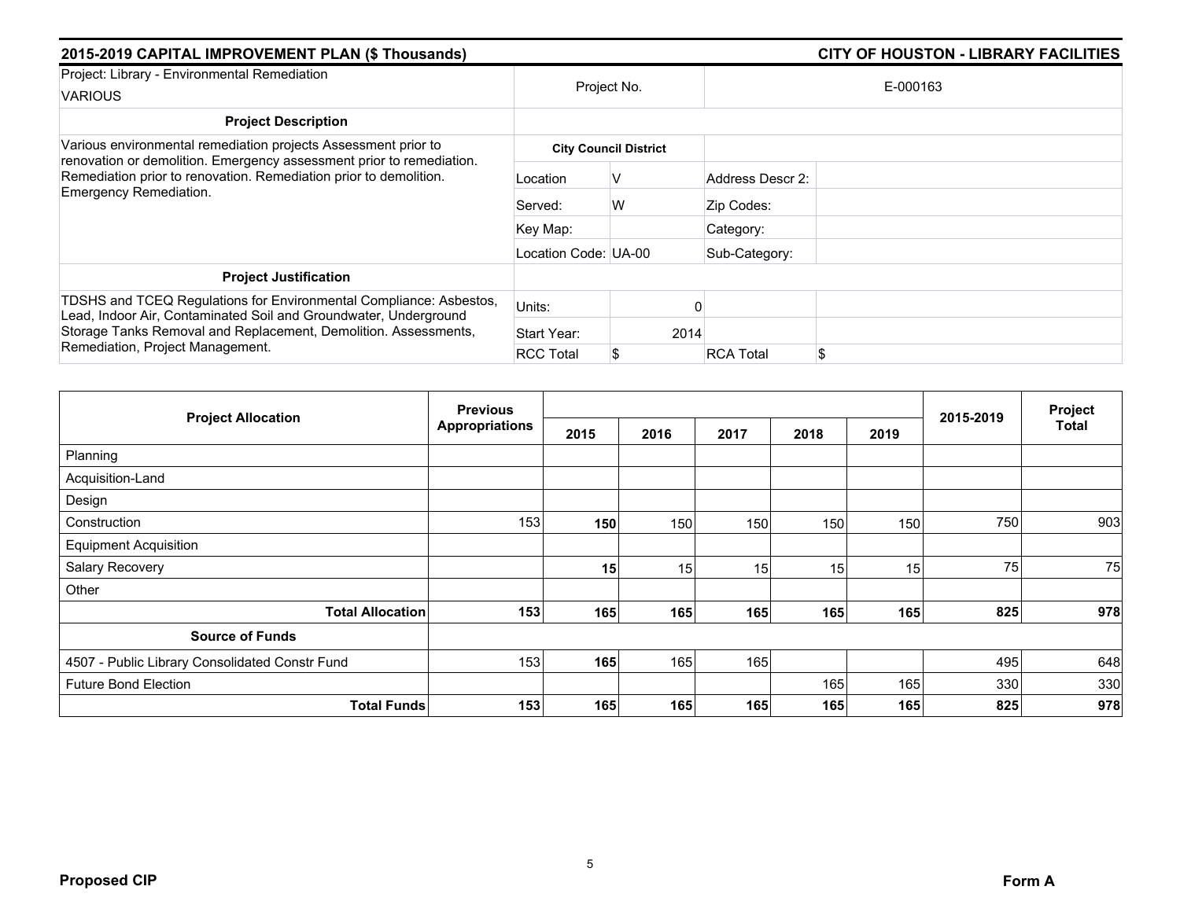## 2015-2019 CAPITAL IMPROVEMENT PLAN ($ Thousands) — CITY OF HOUSTON - LIBRARY FACILITIES

| Project: Library - Environmental Remediation VARIOUS | Project No. | | E-000163 | |
|---|---|---|---|---|
| **Project Description** | | | | |
| Various environmental remediation projects Assessment prior to renovation or demolition. Emergency assessment prior to remediation. Remediation prior to renovation. Remediation prior to demolition. Emergency Remediation. | **City Council District** | | | |
| | Location | V | Address Descr 2: | |
| | Served: | W | Zip Codes: | |
| | Key Map: | | Category: | |
| | Location Code: UA-00 | | Sub-Category: | |
| **Project Justification** | | | | |
| TDSHS and TCEQ Regulations for Environmental Compliance: Asbestos, Lead, Indoor Air, Contaminated Soil and Groundwater, Underground Storage Tanks Removal and Replacement, Demolition. Assessments, Remediation, Project Management. | Units: | 0 | | |
| | Start Year: | 2014 | | |
| | RCC Total | $ | RCA Total | $ |

| Project Allocation | Previous Appropriations | 2015 | 2016 | 2017 | 2018 | 2019 | 2015-2019 | Project Total |
|---|---|---|---|---|---|---|---|---|
| Planning | | | | | | | | |
| Acquisition-Land | | | | | | | | |
| Design | | | | | | | | |
| Construction | 153 | **150** | 150 | 150 | 150 | 150 | 750 | 903 |
| Equipment Acquisition | | | | | | | | |
| Salary Recovery | | **15** | 15 | 15 | 15 | 15 | 75 | 75 |
| Other | | | | | | | | |
| **Total Allocation** | **153** | **165** | **165** | **165** | **165** | **165** | **825** | **978** |
| **Source of Funds** | | | | | | | | |
| 4507 - Public Library Consolidated Constr Fund | 153 | **165** | 165 | 165 | | | 495 | 648 |
| Future Bond Election | | | | | 165 | 165 | 330 | 330 |
| **Total Funds** | **153** | **165** | **165** | **165** | **165** | **165** | **825** | **978** |

**Proposed CIP** **Form A**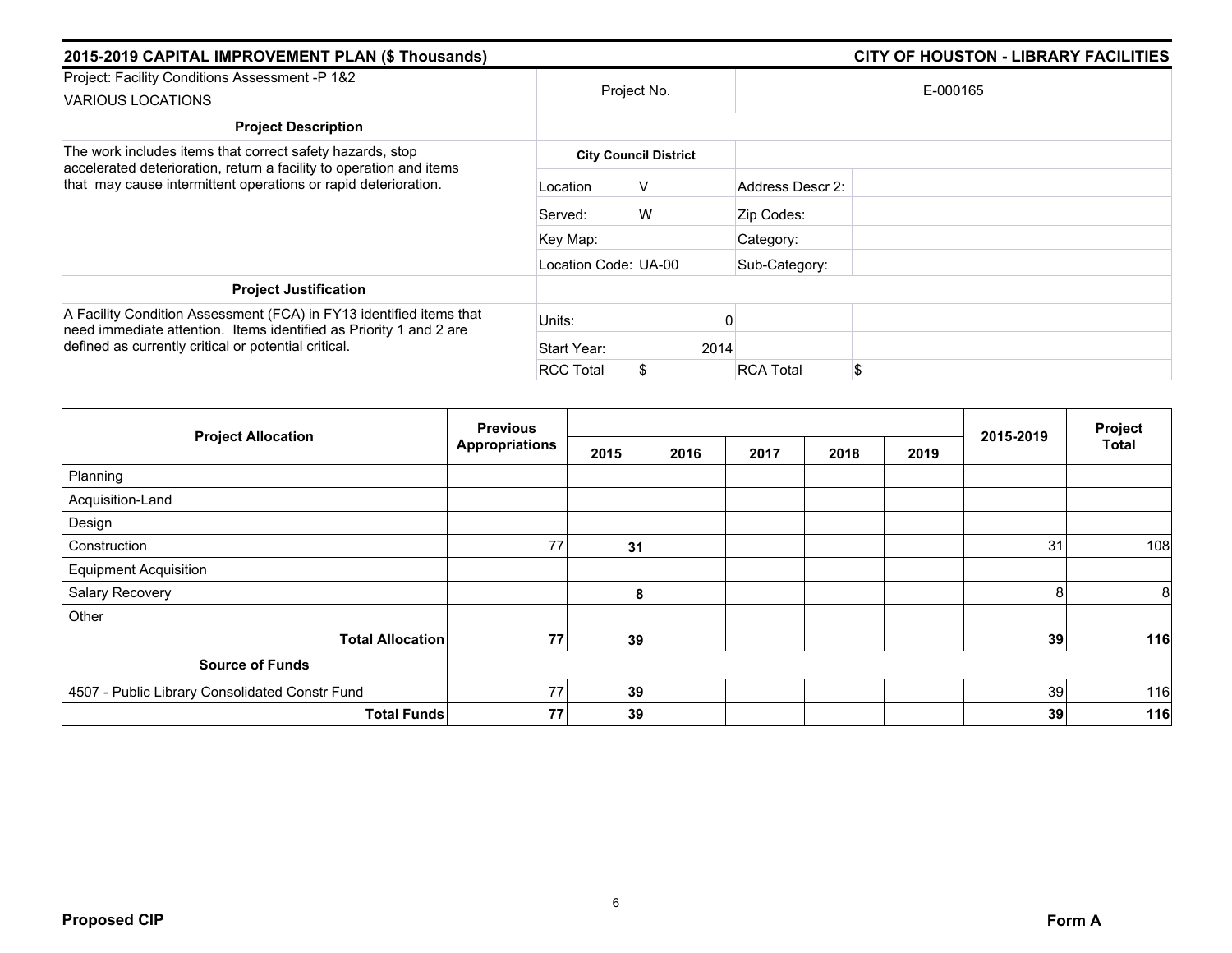## 2015-2019 CAPITAL IMPROVEMENT PLAN ($ Thousands) — CITY OF HOUSTON - LIBRARY FACILITIES

| Project: Facility Conditions Assessment -P 1&2<br>VARIOUS LOCATIONS | Project No. | | E-000165 | |
|---|---|---|---|---|
| **Project Description** | | | | |
| The work includes items that correct safety hazards, stop accelerated deterioration, return a facility to operation and items that may cause intermittent operations or rapid deterioration. | **City Council District** | | | |
| | Location | V | Address Descr 2: | |
| | Served: | W | Zip Codes: | |
| | Key Map: | | Category: | |
| | Location Code: UA-00 | | Sub-Category: | |
| **Project Justification** | | | | |
| A Facility Condition Assessment (FCA) in FY13 identified items that need immediate attention. Items identified as Priority 1 and 2 are defined as currently critical or potential critical. | Units: | 0 | | |
| | Start Year: | 2014 | | |
| | RCC Total | $ | RCA Total | $ |

| Project Allocation | Previous Appropriations | 2015 | 2016 | 2017 | 2018 | 2019 | 2015-2019 | Project Total |
|---|---|---|---|---|---|---|---|---|
| Planning | | | | | | | | |
| Acquisition-Land | | | | | | | | |
| Design | | | | | | | | |
| Construction | 77 | **31** | | | | | 31 | 108 |
| Equipment Acquisition | | | | | | | | |
| Salary Recovery | | **8** | | | | | 8 | 8 |
| Other | | | | | | | | |
| **Total Allocation** | **77** | **39** | | | | | **39** | **116** |
| **Source of Funds** | | | | | | | | |
| 4507 - Public Library Consolidated Constr Fund | 77 | **39** | | | | | 39 | 116 |
| **Total Funds** | **77** | **39** | | | | | **39** | **116** |

**Proposed CIP** — **Form A**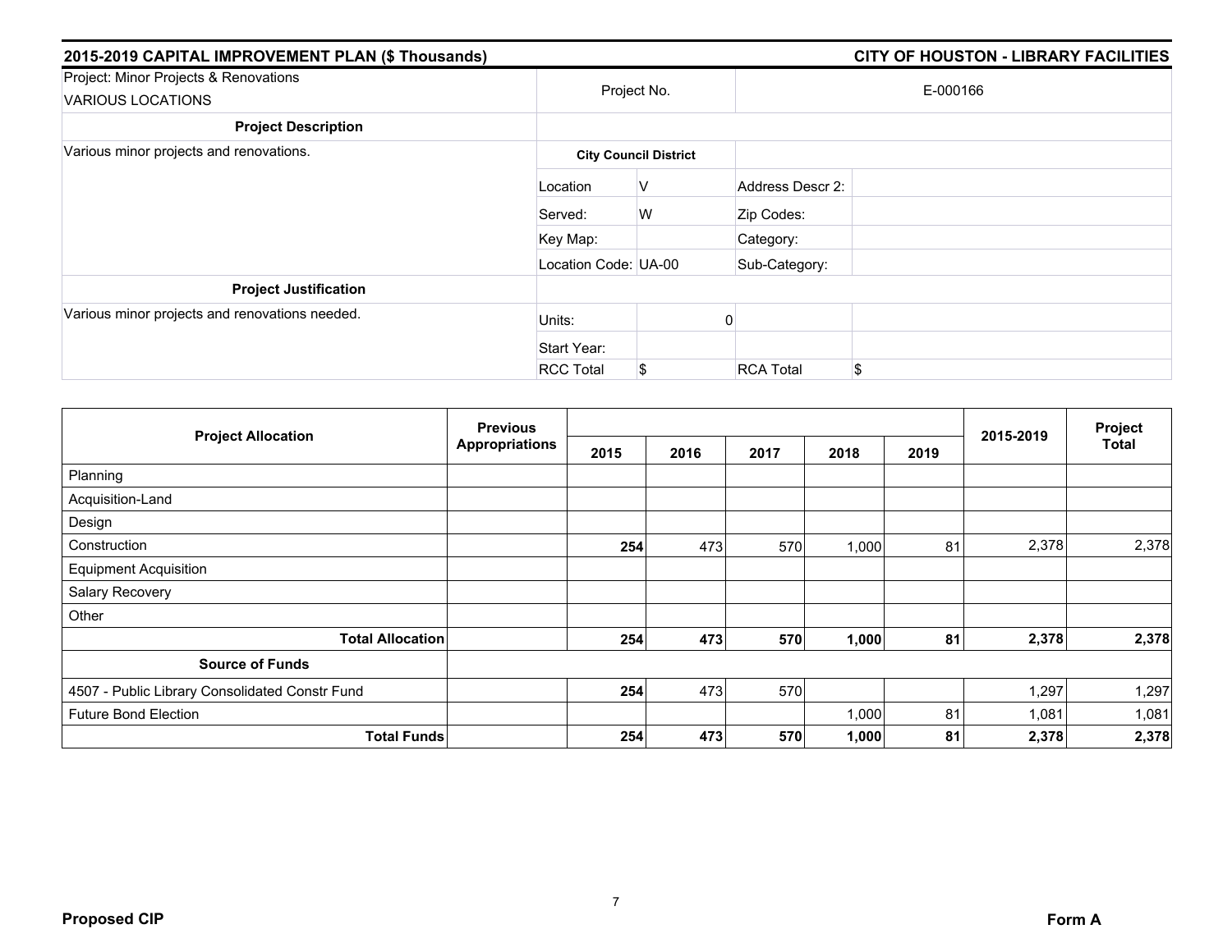## 2015-2019 CAPITAL IMPROVEMENT PLAN ($ Thousands)

## CITY OF HOUSTON - LIBRARY FACILITIES

| Project: Minor Projects & Renovations<br>VARIOUS LOCATIONS | Project No. | | E-000166 | |
|---|---|---|---|---|
| **Project Description** | | | | |
| Various minor projects and renovations. | **City Council District** | | | |
| | Location | V | Address Descr 2: | |
| | Served: | W | Zip Codes: | |
| | Key Map: | | Category: | |
| | Location Code: | UA-00 | Sub-Category: | |
| **Project Justification** | | | | |
| Various minor projects and renovations needed. | Units: | 0 | | |
| | Start Year: | | | |
| | RCC Total | $ | RCA Total | $ |

| Project Allocation | Previous Appropriations | 2015 | 2016 | 2017 | 2018 | 2019 | 2015-2019 | Project Total |
|---|---|---|---|---|---|---|---|---|
| Planning | | | | | | | | |
| Acquisition-Land | | | | | | | | |
| Design | | | | | | | | |
| Construction | | **254** | 473 | 570 | 1,000 | 81 | 2,378 | 2,378 |
| Equipment Acquisition | | | | | | | | |
| Salary Recovery | | | | | | | | |
| Other | | | | | | | | |
| **Total Allocation** | | **254** | **473** | **570** | **1,000** | **81** | **2,378** | **2,378** |
| **Source of Funds** | | | | | | | | |
| 4507 - Public Library Consolidated Constr Fund | | **254** | 473 | 570 | | | 1,297 | 1,297 |
| Future Bond Election | | | | | 1,000 | 81 | 1,081 | 1,081 |
| **Total Funds** | | **254** | **473** | **570** | **1,000** | **81** | **2,378** | **2,378** |

**Proposed CIP**

**Form A**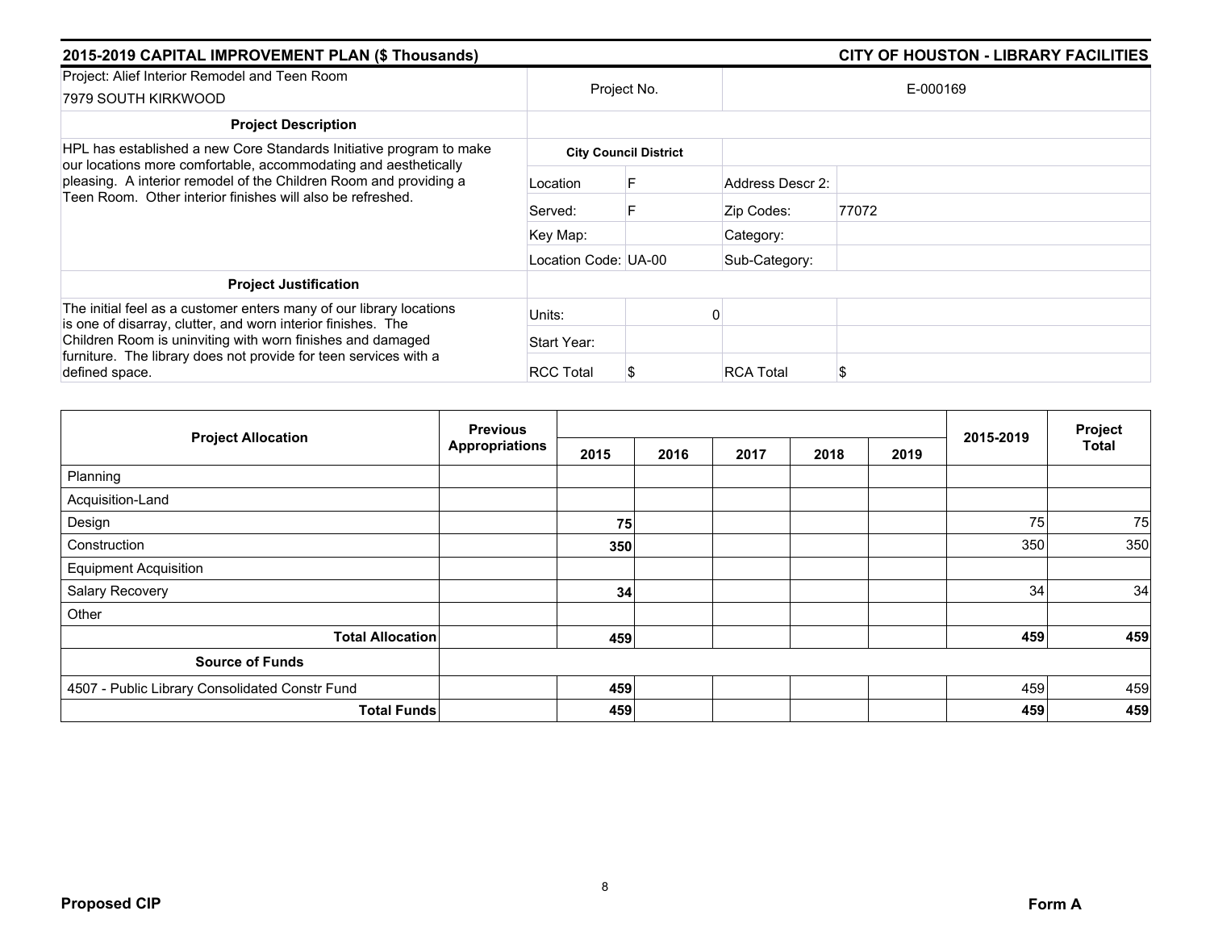## 2015-2019 CAPITAL IMPROVEMENT PLAN ($ Thousands) — CITY OF HOUSTON - LIBRARY FACILITIES

| Project: Alief Interior Remodel and Teen Room<br>7979 SOUTH KIRKWOOD | Project No. | | E-000169 |
|---|---|---|---|
| **Project Description** | | | |
| HPL has established a new Core Standards Initiative program to make our locations more comfortable, accommodating and aesthetically pleasing. A interior remodel of the Children Room and providing a Teen Room. Other interior finishes will also be refreshed. | **City Council District** | | |
| | Location: F | Address Descr 2: | |
| | Served: F | Zip Codes: | 77072 |
| | Key Map: | Category: | |
| | Location Code: UA-00 | Sub-Category: | |
| **Project Justification** | | | |
| The initial feel as a customer enters many of our library locations is one of disarray, clutter, and worn interior finishes. The Children Room is uninviting with worn finishes and damaged furniture. The library does not provide for teen services with a defined space. | Units: 0 | | |
| | Start Year: | | |
| | RCC Total: $ | RCA Total | $ |

| Project Allocation | Previous Appropriations | 2015 | 2016 | 2017 | 2018 | 2019 | 2015-2019 | Project Total |
|---|---|---|---|---|---|---|---|---|
| Planning | | | | | | | | |
| Acquisition-Land | | | | | | | | |
| Design | | **75** | | | | | 75 | 75 |
| Construction | | **350** | | | | | 350 | 350 |
| Equipment Acquisition | | | | | | | | |
| Salary Recovery | | **34** | | | | | 34 | 34 |
| Other | | | | | | | | |
| **Total Allocation** | | **459** | | | | | **459** | **459** |
| **Source of Funds** | | | | | | | | |
| 4507 - Public Library Consolidated Constr Fund | | **459** | | | | | 459 | 459 |
| **Total Funds** | | **459** | | | | | **459** | **459** |

**Proposed CIP** — **Form A**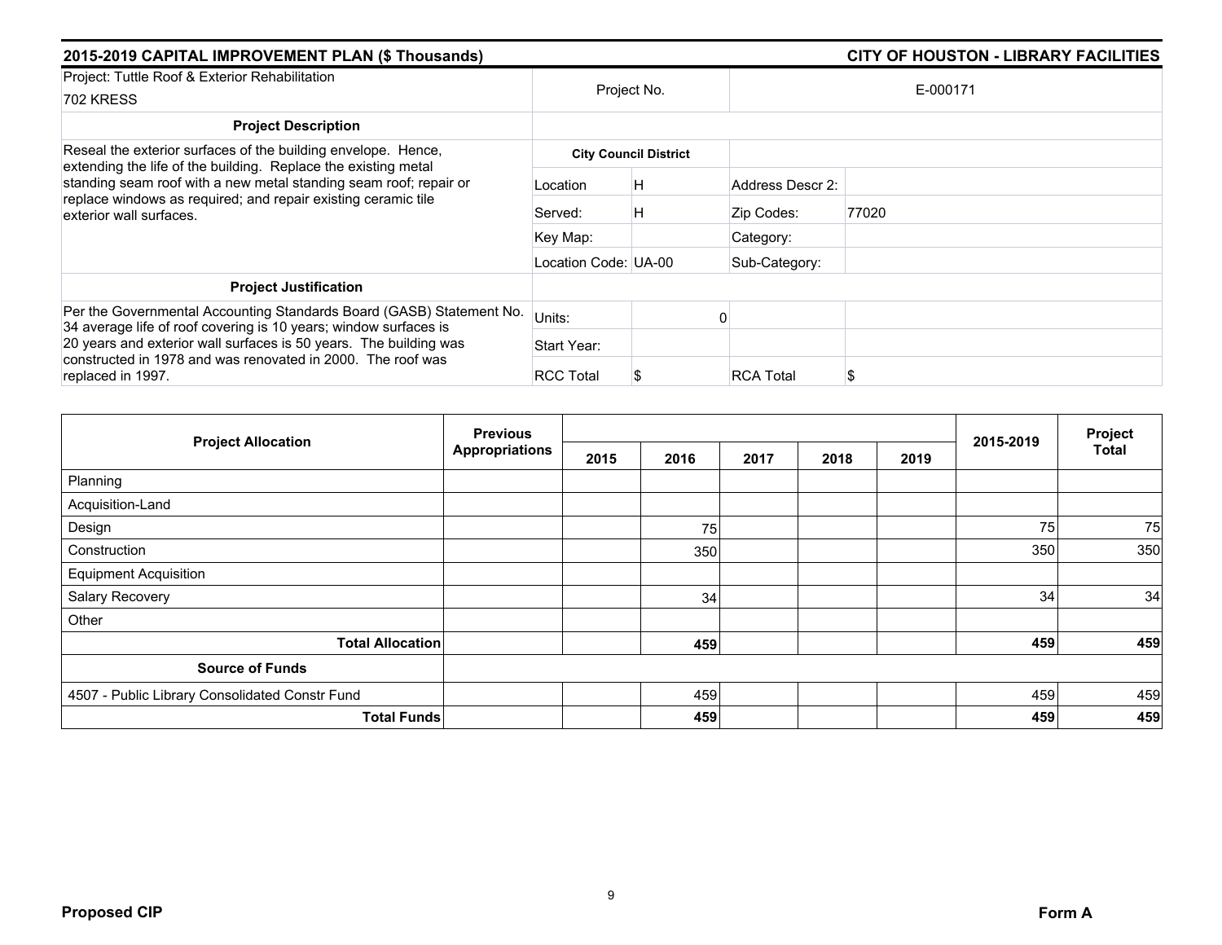## 2015-2019 CAPITAL IMPROVEMENT PLAN ($ Thousands) — CITY OF HOUSTON - LIBRARY FACILITIES

| Project: Tuttle Roof & Exterior Rehabilitation<br>702 KRESS | Project No. | | E-000171 | |
|---|---|---|---|---|
| **Project Description** | | | | |
| Reseal the exterior surfaces of the building envelope. Hence, extending the life of the building. Replace the existing metal standing seam roof with a new metal standing seam roof; repair or replace windows as required; and repair existing ceramic tile exterior wall surfaces. | **City Council District** | | | |
| | Location | H | Address Descr 2: | |
| | Served: | H | Zip Codes: | 77020 |
| | Key Map: | | Category: | |
| | Location Code: | UA-00 | Sub-Category: | |
| **Project Justification** | | | | |
| Per the Governmental Accounting Standards Board (GASB) Statement No. 34 average life of roof covering is 10 years; window surfaces is 20 years and exterior wall surfaces is 50 years. The building was constructed in 1978 and was renovated in 2000. The roof was replaced in 1997. | Units: | 0 | | |
| | Start Year: | | | |
| | RCC Total | $ | RCA Total | $ |

| Project Allocation | Previous Appropriations | 2015 | 2016 | 2017 | 2018 | 2019 | 2015-2019 | Project Total |
|---|---|---|---|---|---|---|---|---|
| Planning | | | | | | | | |
| Acquisition-Land | | | | | | | | |
| Design | | | 75 | | | | 75 | 75 |
| Construction | | | 350 | | | | 350 | 350 |
| Equipment Acquisition | | | | | | | | |
| Salary Recovery | | | 34 | | | | 34 | 34 |
| Other | | | | | | | | |
| **Total Allocation** | | | **459** | | | | **459** | **459** |
| **Source of Funds** | | | | | | | | |
| 4507 - Public Library Consolidated Constr Fund | | | 459 | | | | 459 | 459 |
| **Total Funds** | | | **459** | | | | **459** | **459** |

**Proposed CIP** — **Form A**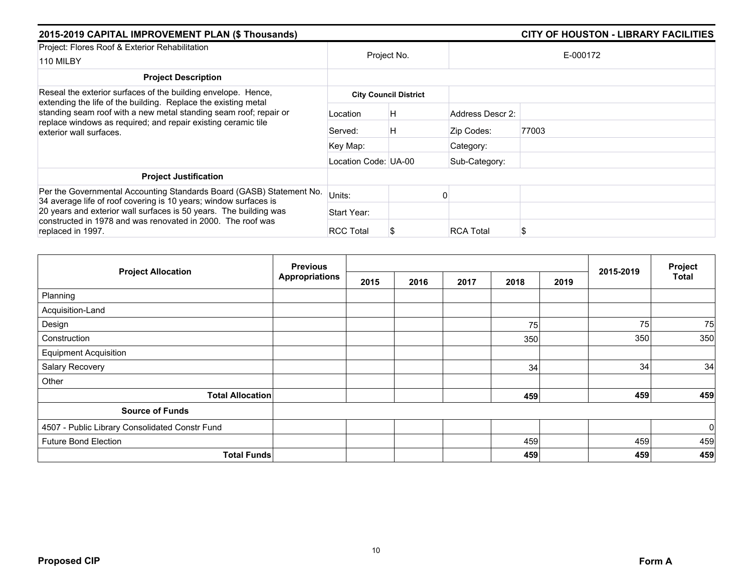## 2015-2019 CAPITAL IMPROVEMENT PLAN ($ Thousands) — CITY OF HOUSTON - LIBRARY FACILITIES

| Project: Flores Roof & Exterior Rehabilitation<br>110 MILBY | Project No. | | E-000172 | |
|---|---|---|---|---|
| **Project Description** | | | | |
| Reseal the exterior surfaces of the building envelope. Hence, extending the life of the building. Replace the existing metal standing seam roof with a new metal standing seam roof; repair or replace windows as required; and repair existing ceramic tile exterior wall surfaces. | **City Council District** | | | |
| | Location | H | Address Descr 2: | |
| | Served: | H | Zip Codes: | 77003 |
| | Key Map: | | Category: | |
| | Location Code: | UA-00 | Sub-Category: | |
| **Project Justification** | | | | |
| Per the Governmental Accounting Standards Board (GASB) Statement No. 34 average life of roof covering is 10 years; window surfaces is 20 years and exterior wall surfaces is 50 years. The building was constructed in 1978 and was renovated in 2000. The roof was replaced in 1997. | Units: | 0 | | |
| | Start Year: | | | |
| | RCC Total | $ | RCA Total | $ |

| Project Allocation | Previous Appropriations | 2015 | 2016 | 2017 | 2018 | 2019 | 2015-2019 | Project Total |
|---|---|---|---|---|---|---|---|---|
| Planning | | | | | | | | |
| Acquisition-Land | | | | | | | | |
| Design | | | | | 75 | | 75 | 75 |
| Construction | | | | | 350 | | 350 | 350 |
| Equipment Acquisition | | | | | | | | |
| Salary Recovery | | | | | 34 | | 34 | 34 |
| Other | | | | | | | | |
| **Total Allocation** | | | | | **459** | | **459** | **459** |
| **Source of Funds** | | | | | | | | |
| 4507 - Public Library Consolidated Constr Fund | | | | | | | | 0 |
| Future Bond Election | | | | | 459 | | 459 | 459 |
| **Total Funds** | | | | | **459** | | **459** | **459** |

**Proposed CIP** — **Form A**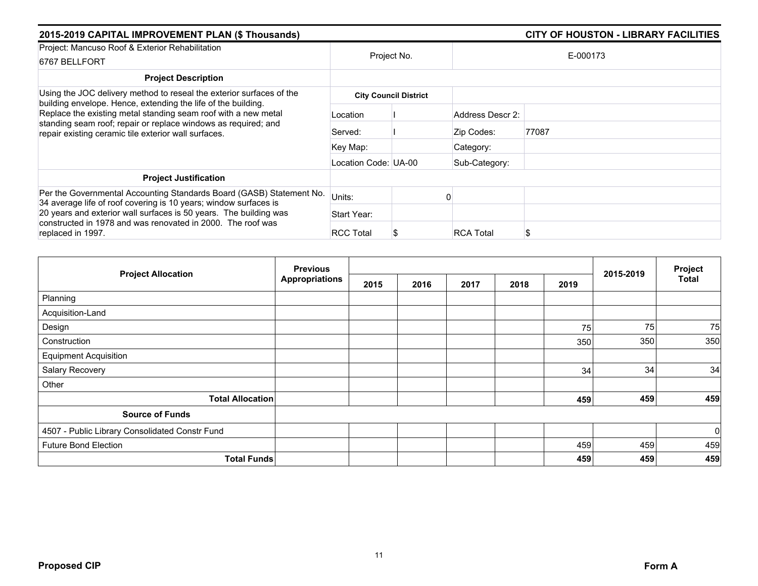## 2015-2019 CAPITAL IMPROVEMENT PLAN ($ Thousands)

## CITY OF HOUSTON - LIBRARY FACILITIES

| Project: Mancuso Roof & Exterior Rehabilitation<br>6767 BELLFORT | Project No. | | E-000173 | |
|---|---|---|---|---|
| **Project Description** | | | | |
| Using the JOC delivery method to reseal the exterior surfaces of the building envelope. Hence, extending the life of the building. Replace the existing metal standing seam roof with a new metal standing seam roof; repair or replace windows as required; and repair existing ceramic tile exterior wall surfaces. | **City Council District** | | | |
| | Location | I | Address Descr 2: | |
| | Served: | I | Zip Codes: | 77087 |
| | Key Map: | | Category: | |
| | Location Code: | UA-00 | Sub-Category: | |
| **Project Justification** | | | | |
| Per the Governmental Accounting Standards Board (GASB) Statement No. 34 average life of roof covering is 10 years; window surfaces is 20 years and exterior wall surfaces is 50 years. The building was constructed in 1978 and was renovated in 2000. The roof was replaced in 1997. | Units: | 0 | | |
| | Start Year: | | | |
| | RCC Total | $ | RCA Total | $ |

| Project Allocation | Previous Appropriations | 2015 | 2016 | 2017 | 2018 | 2019 | 2015-2019 | Project Total |
|---|---|---|---|---|---|---|---|---|
| Planning | | | | | | | | |
| Acquisition-Land | | | | | | | | |
| Design | | | | | | 75 | 75 | 75 |
| Construction | | | | | | 350 | 350 | 350 |
| Equipment Acquisition | | | | | | | | |
| Salary Recovery | | | | | | 34 | 34 | 34 |
| Other | | | | | | | | |
| **Total Allocation** | | | | | | **459** | **459** | **459** |
| **Source of Funds** | | | | | | | | |
| 4507 - Public Library Consolidated Constr Fund | | | | | | | | 0 |
| Future Bond Election | | | | | | 459 | 459 | 459 |
| **Total Funds** | | | | | | **459** | **459** | **459** |

**Proposed CIP** **Form A**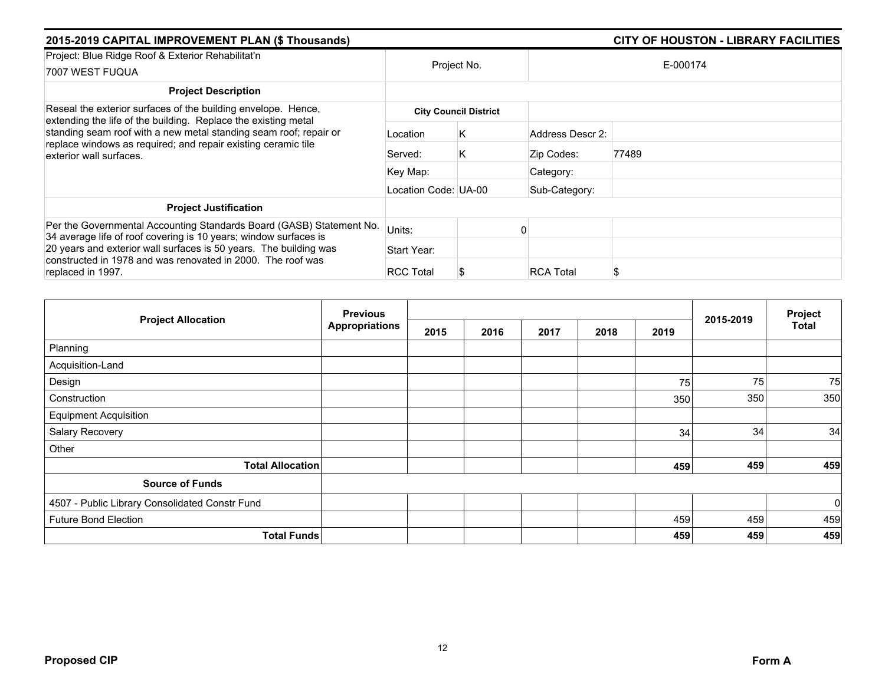## 2015-2019 CAPITAL IMPROVEMENT PLAN ($ Thousands) — CITY OF HOUSTON - LIBRARY FACILITIES

| Project: Blue Ridge Roof & Exterior Rehabilitat'n<br>7007 WEST FUQUA | Project No. | | E-000174 | |
|---|---|---|---|---|
| **Project Description** | | | | |
| Reseal the exterior surfaces of the building envelope. Hence, extending the life of the building. Replace the existing metal standing seam roof with a new metal standing seam roof; repair or replace windows as required; and repair existing ceramic tile exterior wall surfaces. | **City Council District** | | | |
| | Location | K | Address Descr 2: | |
| | Served: | K | Zip Codes: | 77489 |
| | Key Map: | | Category: | |
| | Location Code: | UA-00 | Sub-Category: | |
| **Project Justification** | | | | |
| Per the Governmental Accounting Standards Board (GASB) Statement No. 34 average life of roof covering is 10 years; window surfaces is 20 years and exterior wall surfaces is 50 years. The building was constructed in 1978 and was renovated in 2000. The roof was replaced in 1997. | Units: | 0 | | |
| | Start Year: | | | |
| | RCC Total | $ | RCA Total | $ |

| Project Allocation | Previous Appropriations | 2015 | 2016 | 2017 | 2018 | 2019 | 2015-2019 | Project Total |
|---|---|---|---|---|---|---|---|---|
| Planning | | | | | | | | |
| Acquisition-Land | | | | | | | | |
| Design | | | | | | 75 | 75 | 75 |
| Construction | | | | | | 350 | 350 | 350 |
| Equipment Acquisition | | | | | | | | |
| Salary Recovery | | | | | | 34 | 34 | 34 |
| Other | | | | | | | | |
| **Total Allocation** | | | | | | **459** | **459** | **459** |
| **Source of Funds** | | | | | | | | |
| 4507 - Public Library Consolidated Constr Fund | | | | | | | | 0 |
| Future Bond Election | | | | | | 459 | 459 | 459 |
| **Total Funds** | | | | | | **459** | **459** | **459** |

**Proposed CIP** — **Form A**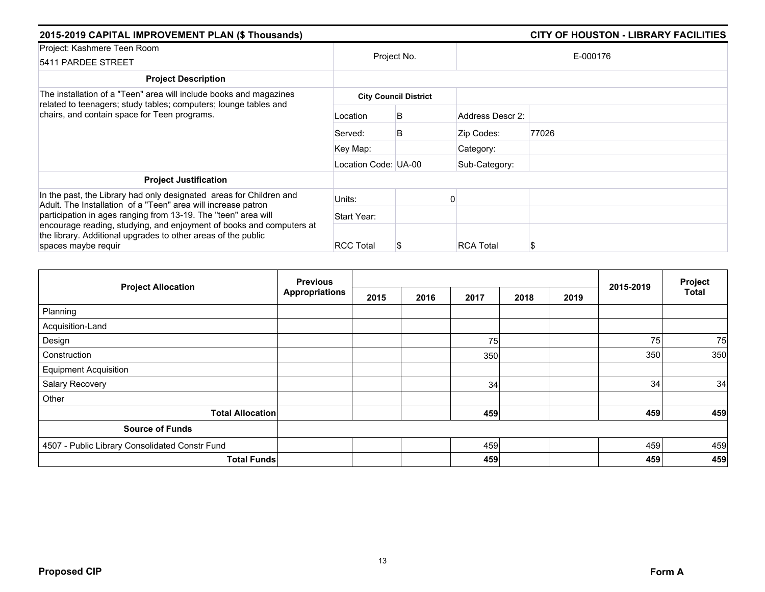## 2015-2019 CAPITAL IMPROVEMENT PLAN ($ Thousands) — CITY OF HOUSTON - LIBRARY FACILITIES

| Project: Kashmere Teen Room<br>5411 PARDEE STREET | Project No. | | E-000176 | |
|---|---|---|---|---|
| **Project Description** | | | | |
| The installation of a "Teen" area will include books and magazines related to teenagers; study tables; computers; lounge tables and chairs, and contain space for Teen programs. | **City Council District** | | | |
| | Location | B | Address Descr 2: | |
| | Served: | B | Zip Codes: | 77026 |
| | Key Map: | | Category: | |
| | Location Code: | UA-00 | Sub-Category: | |
| **Project Justification** | | | | |
| In the past, the Library had only designated areas for Children and Adult. The Installation of a "Teen" area will increase patron participation in ages ranging from 13-19. The "teen" area will encourage reading, studying, and enjoyment of books and computers at the library. Additional upgrades to other areas of the public spaces maybe requir | Units: | 0 | | |
| | Start Year: | | | |
| | RCC Total | $ | RCA Total | $ |

| Project Allocation | Previous Appropriations | 2015 | 2016 | 2017 | 2018 | 2019 | 2015-2019 | Project Total |
|---|---|---|---|---|---|---|---|---|
| Planning | | | | | | | | |
| Acquisition-Land | | | | | | | | |
| Design | | | | 75 | | | 75 | 75 |
| Construction | | | | 350 | | | 350 | 350 |
| Equipment Acquisition | | | | | | | | |
| Salary Recovery | | | | 34 | | | 34 | 34 |
| Other | | | | | | | | |
| **Total Allocation** | | | | **459** | | | **459** | **459** |
| **Source of Funds** | | | | | | | | |
| 4507 - Public Library Consolidated Constr Fund | | | | 459 | | | 459 | 459 |
| **Total Funds** | | | | **459** | | | **459** | **459** |

**Proposed CIP** — **Form A**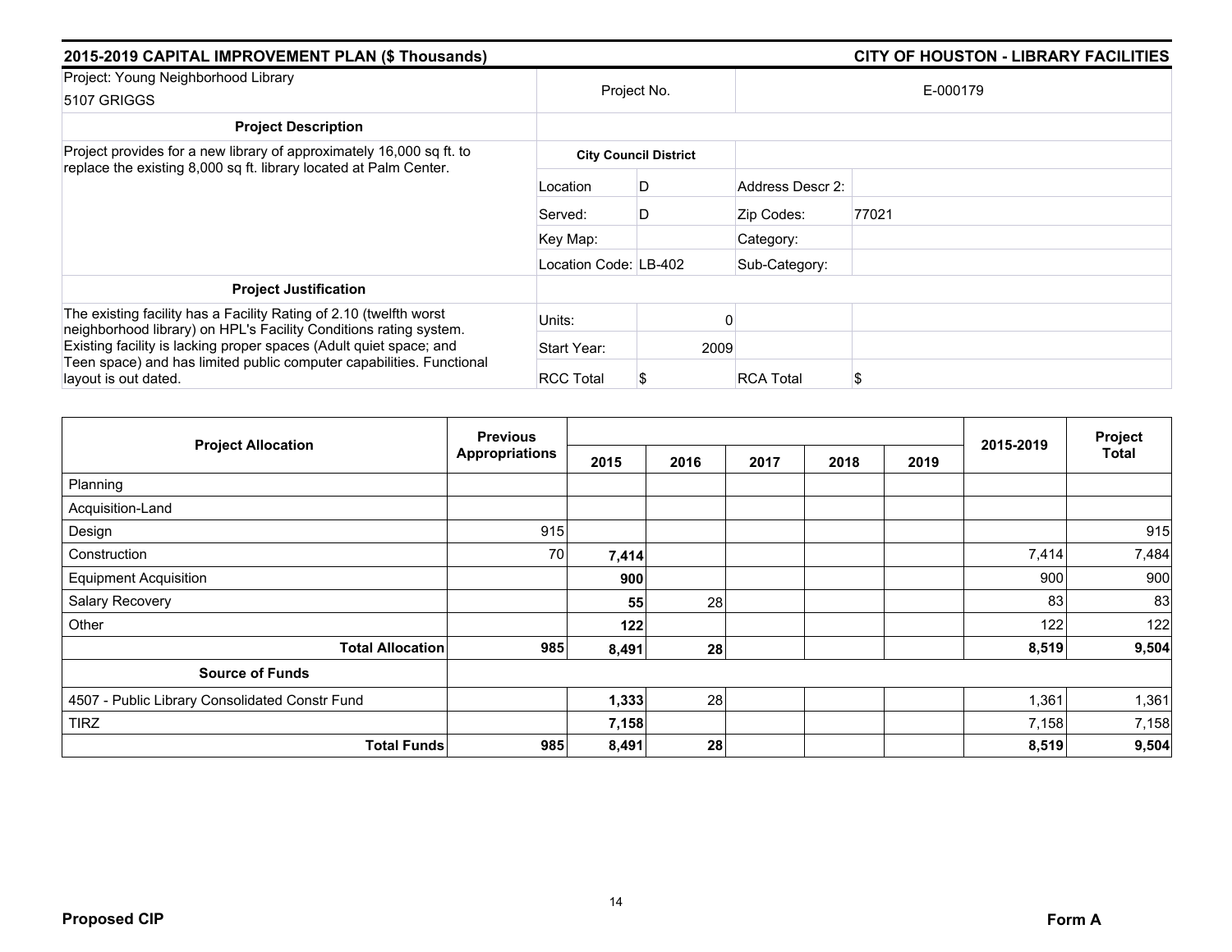## 2015-2019 CAPITAL IMPROVEMENT PLAN ($ Thousands) — CITY OF HOUSTON - LIBRARY FACILITIES

| Project: Young Neighborhood Library 5107 GRIGGS | Project No. | | E-000179 | |
|---|---|---|---|---|
| **Project Description** | | | | |
| Project provides for a new library of approximately 16,000 sq ft. to replace the existing 8,000 sq ft. library located at Palm Center. | **City Council District** | | | |
| | Location | D | Address Descr 2: | |
| | Served: | D | Zip Codes: | 77021 |
| | Key Map: | | Category: | |
| | Location Code: | LB-402 | Sub-Category: | |
| **Project Justification** | | | | |
| The existing facility has a Facility Rating of 2.10 (twelfth worst neighborhood library) on HPL's Facility Conditions rating system. Existing facility is lacking proper spaces (Adult quiet space; and Teen space) and has limited public computer capabilities. Functional layout is out dated. | Units: | 0 | | |
| | Start Year: | 2009 | | |
| | RCC Total | $ | RCA Total | $ |

| Project Allocation | Previous Appropriations | 2015 | 2016 | 2017 | 2018 | 2019 | 2015-2019 | Project Total |
|---|---|---|---|---|---|---|---|---|
| Planning | | | | | | | | |
| Acquisition-Land | | | | | | | | |
| Design | 915 | | | | | | | 915 |
| Construction | 70 | **7,414** | | | | | 7,414 | 7,484 |
| Equipment Acquisition | | **900** | | | | | 900 | 900 |
| Salary Recovery | | **55** | 28 | | | | 83 | 83 |
| Other | | **122** | | | | | 122 | 122 |
| **Total Allocation** | **985** | **8,491** | **28** | | | | **8,519** | **9,504** |
| **Source of Funds** | | | | | | | | |
| 4507 - Public Library Consolidated Constr Fund | | **1,333** | 28 | | | | 1,361 | 1,361 |
| TIRZ | | **7,158** | | | | | 7,158 | 7,158 |
| **Total Funds** | **985** | **8,491** | **28** | | | | **8,519** | **9,504** |

**Proposed CIP** — **Form A**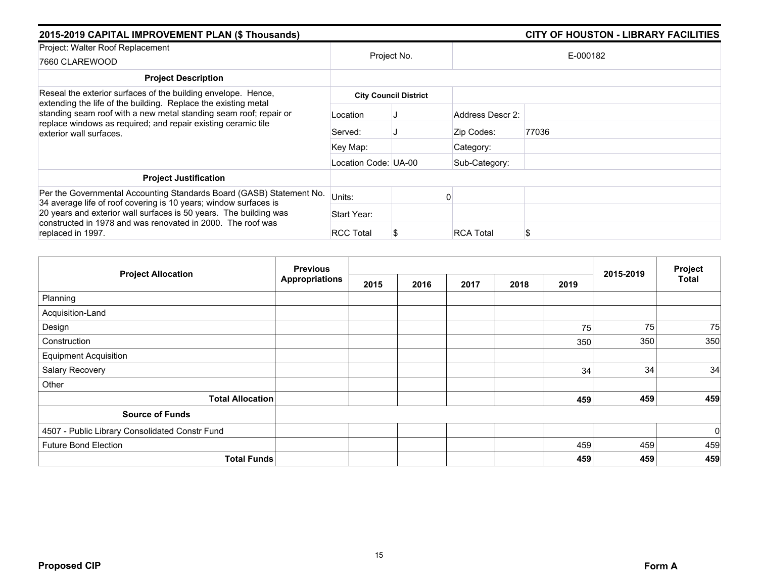## 2015-2019 CAPITAL IMPROVEMENT PLAN ($ Thousands)

## CITY OF HOUSTON - LIBRARY FACILITIES

| Project: Walter Roof Replacement<br>7660 CLAREWOOD | Project No. | | E-000182 | |
|---|---|---|---|---|
| **Project Description** | | | | |
| Reseal the exterior surfaces of the building envelope. Hence, extending the life of the building. Replace the existing metal standing seam roof with a new metal standing seam roof; repair or replace windows as required; and repair existing ceramic tile exterior wall surfaces. | **City Council District** | | | |
| | Location | J | Address Descr 2: | |
| | Served: | J | Zip Codes: | 77036 |
| | Key Map: | | Category: | |
| | Location Code: | UA-00 | Sub-Category: | |
| **Project Justification** | | | | |
| Per the Governmental Accounting Standards Board (GASB) Statement No. 34 average life of roof covering is 10 years; window surfaces is 20 years and exterior wall surfaces is 50 years. The building was constructed in 1978 and was renovated in 2000. The roof was replaced in 1997. | Units: | 0 | | |
| | Start Year: | | | |
| | RCC Total | $ | RCA Total | $ |

| Project Allocation | Previous Appropriations | 2015 | 2016 | 2017 | 2018 | 2019 | 2015-2019 | Project Total |
|---|---|---|---|---|---|---|---|---|
| Planning | | | | | | | | |
| Acquisition-Land | | | | | | | | |
| Design | | | | | | 75 | 75 | 75 |
| Construction | | | | | | 350 | 350 | 350 |
| Equipment Acquisition | | | | | | | | |
| Salary Recovery | | | | | | 34 | 34 | 34 |
| Other | | | | | | | | |
| **Total Allocation** | | | | | | **459** | **459** | **459** |
| **Source of Funds** | | | | | | | | |
| 4507 - Public Library Consolidated Constr Fund | | | | | | | | 0 |
| Future Bond Election | | | | | | 459 | 459 | 459 |
| **Total Funds** | | | | | | **459** | **459** | **459** |

**Proposed CIP** **Form A**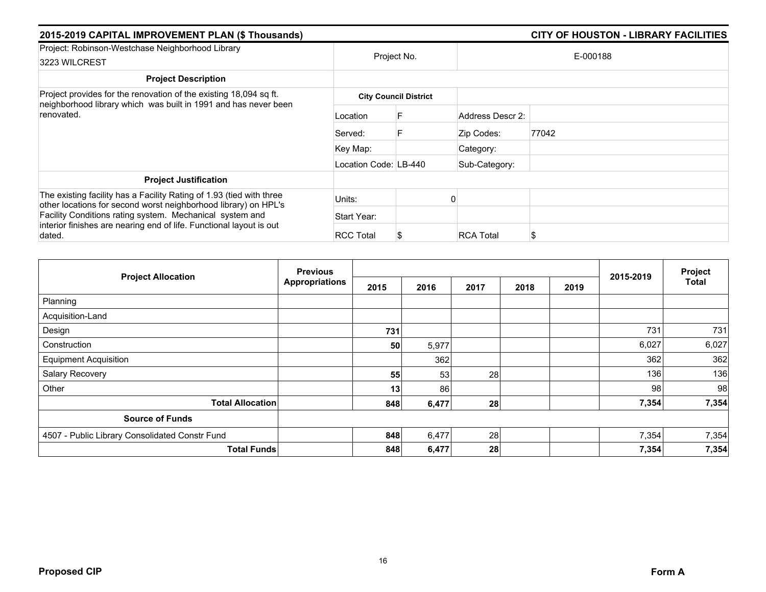## 2015-2019 CAPITAL IMPROVEMENT PLAN ($ Thousands) — CITY OF HOUSTON - LIBRARY FACILITIES

| Project: Robinson-Westchase Neighborhood Library<br>3223 WILCREST | Project No. | | E-000188 | |
|---|---|---|---|---|
| **Project Description** | | | | |
| Project provides for the renovation of the existing 18,094 sq ft. neighborhood library which was built in 1991 and has never been renovated. | **City Council District** | | | |
| | Location | F | Address Descr 2: | |
| | Served: | F | Zip Codes: | 77042 |
| | Key Map: | | Category: | |
| | Location Code: | LB-440 | Sub-Category: | |
| **Project Justification** | | | | |
| The existing facility has a Facility Rating of 1.93 (tied with three other locations for second worst neighborhood library) on HPL's Facility Conditions rating system. Mechanical system and interior finishes are nearing end of life. Functional layout is out dated. | Units: | 0 | | |
| | Start Year: | | | |
| | RCC Total | $ | RCA Total | $ |

| Project Allocation | Previous Appropriations | 2015 | 2016 | 2017 | 2018 | 2019 | 2015-2019 | Project Total |
|---|---|---|---|---|---|---|---|---|
| Planning | | | | | | | | |
| Acquisition-Land | | | | | | | | |
| Design | | **731** | | | | | 731 | 731 |
| Construction | | **50** | 5,977 | | | | 6,027 | 6,027 |
| Equipment Acquisition | | | 362 | | | | 362 | 362 |
| Salary Recovery | | **55** | 53 | 28 | | | 136 | 136 |
| Other | | **13** | 86 | | | | 98 | 98 |
| **Total Allocation** | | **848** | **6,477** | **28** | | | **7,354** | **7,354** |
| **Source of Funds** | | | | | | | | |
| 4507 - Public Library Consolidated Constr Fund | | **848** | 6,477 | 28 | | | 7,354 | 7,354 |
| **Total Funds** | | **848** | **6,477** | **28** | | | **7,354** | **7,354** |

**Proposed CIP** — **Form A**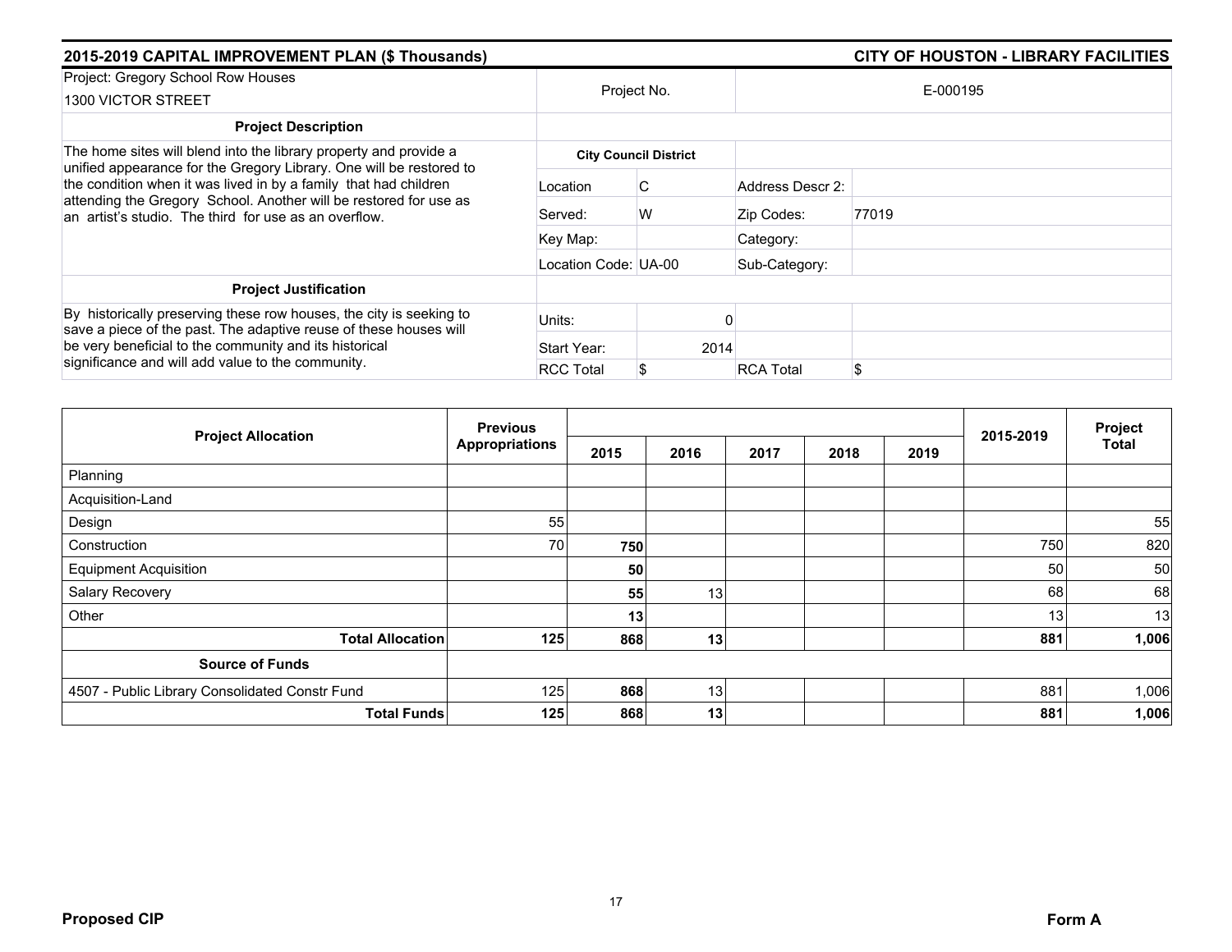## 2015-2019 CAPITAL IMPROVEMENT PLAN ($ Thousands) — CITY OF HOUSTON - LIBRARY FACILITIES

| Project: Gregory School Row Houses<br>1300 VICTOR STREET | Project No. | | E-000195 | |
|---|---|---|---|---|
| **Project Description** | | | | |
| The home sites will blend into the library property and provide a unified appearance for the Gregory Library. One will be restored to the condition when it was lived in by a family that had children attending the Gregory School. Another will be restored for use as an artist's studio. The third for use as an overflow. | **City Council District** | | | |
| | Location | C | Address Descr 2: | |
| | Served: | W | Zip Codes: | 77019 |
| | Key Map: | | Category: | |
| | Location Code: UA-00 | | Sub-Category: | |
| **Project Justification** | | | | |
| By historically preserving these row houses, the city is seeking to save a piece of the past. The adaptive reuse of these houses will be very beneficial to the community and its historical significance and will add value to the community. | Units: | 0 | | |
| | Start Year: | 2014 | | |
| | RCC Total | $ | RCA Total | $ |

| Project Allocation | Previous Appropriations | 2015 | 2016 | 2017 | 2018 | 2019 | 2015-2019 | Project Total |
|---|---|---|---|---|---|---|---|---|
| Planning | | | | | | | | |
| Acquisition-Land | | | | | | | | |
| Design | 55 | | | | | | | 55 |
| Construction | 70 | **750** | | | | | 750 | 820 |
| Equipment Acquisition | | **50** | | | | | 50 | 50 |
| Salary Recovery | | **55** | 13 | | | | 68 | 68 |
| Other | | **13** | | | | | 13 | 13 |
| **Total Allocation** | **125** | **868** | **13** | | | | **881** | **1,006** |
| **Source of Funds** | | | | | | | | |
| 4507 - Public Library Consolidated Constr Fund | 125 | **868** | 13 | | | | 881 | 1,006 |
| **Total Funds** | **125** | **868** | **13** | | | | **881** | **1,006** |

**Proposed CIP** **Form A**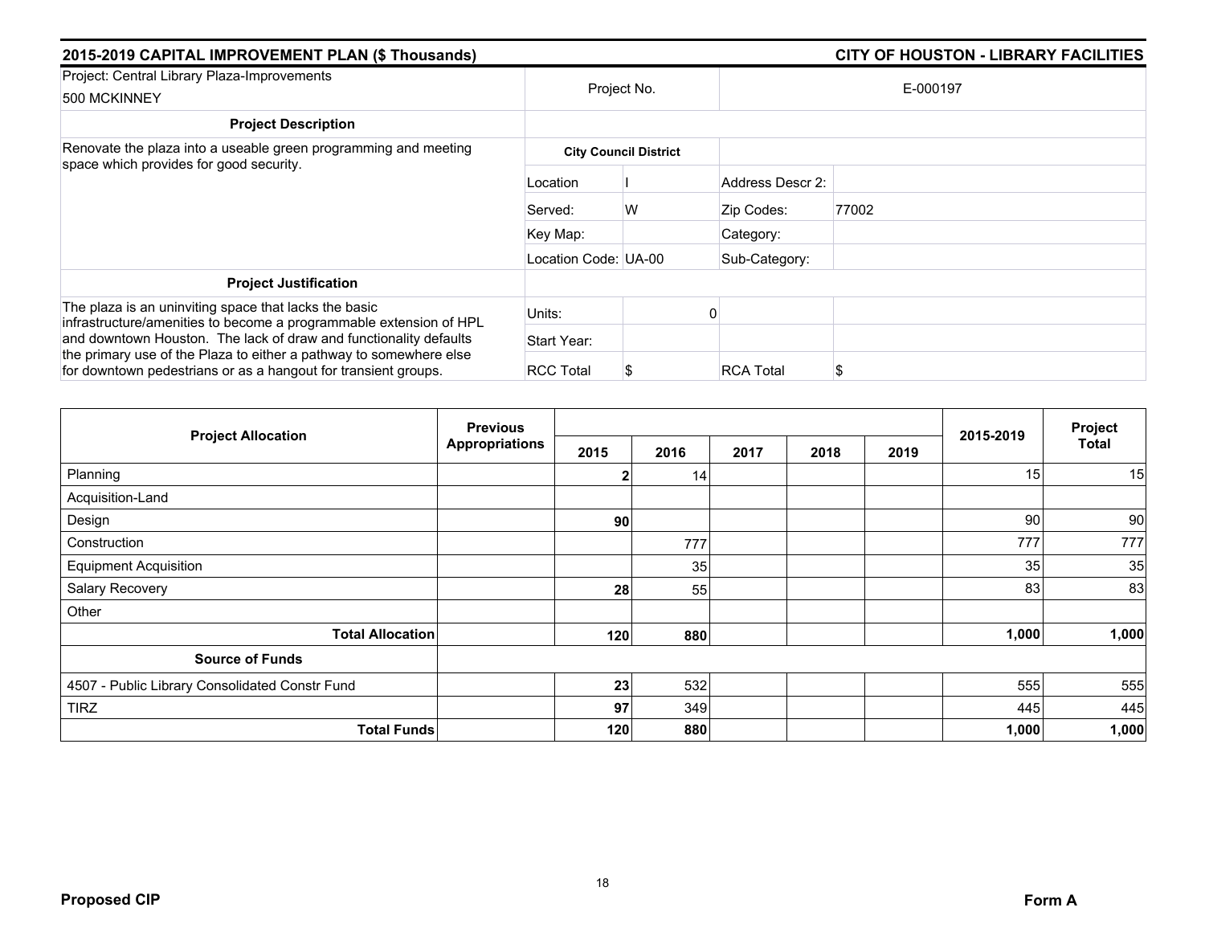## 2015-2019 CAPITAL IMPROVEMENT PLAN ($ Thousands)

## CITY OF HOUSTON - LIBRARY FACILITIES

| Project: Central Library Plaza-Improvements 500 MCKINNEY | Project No. | | E-000197 | |
|---|---|---|---|---|
| **Project Description** | | | | |
| Renovate the plaza into a useable green programming and meeting space which provides for good security. | **City Council District** | | | |
| | Location | I | Address Descr 2: | |
| | Served: | W | Zip Codes: | 77002 |
| | Key Map: | | Category: | |
| | Location Code: | UA-00 | Sub-Category: | |
| **Project Justification** | | | | |
| The plaza is an uninviting space that lacks the basic infrastructure/amenities to become a programmable extension of HPL and downtown Houston. The lack of draw and functionality defaults the primary use of the Plaza to either a pathway to somewhere else for downtown pedestrians or as a hangout for transient groups. | Units: | 0 | | |
| | Start Year: | | | |
| | RCC Total | $ | RCA Total | $ |

| Project Allocation | Previous Appropriations | 2015 | 2016 | 2017 | 2018 | 2019 | 2015-2019 | Project Total |
|---|---|---|---|---|---|---|---|---|
| Planning | | **2** | 14 | | | | 15 | 15 |
| Acquisition-Land | | | | | | | | |
| Design | | **90** | | | | | 90 | 90 |
| Construction | | | 777 | | | | 777 | 777 |
| Equipment Acquisition | | | 35 | | | | 35 | 35 |
| Salary Recovery | | **28** | 55 | | | | 83 | 83 |
| Other | | | | | | | | |
| **Total Allocation** | | **120** | **880** | | | | **1,000** | **1,000** |
| **Source of Funds** | | | | | | | | |
| 4507 - Public Library Consolidated Constr Fund | | **23** | 532 | | | | 555 | 555 |
| TIRZ | | **97** | 349 | | | | 445 | 445 |
| **Total Funds** | | **120** | **880** | | | | **1,000** | **1,000** |

**Proposed CIP** **Form A**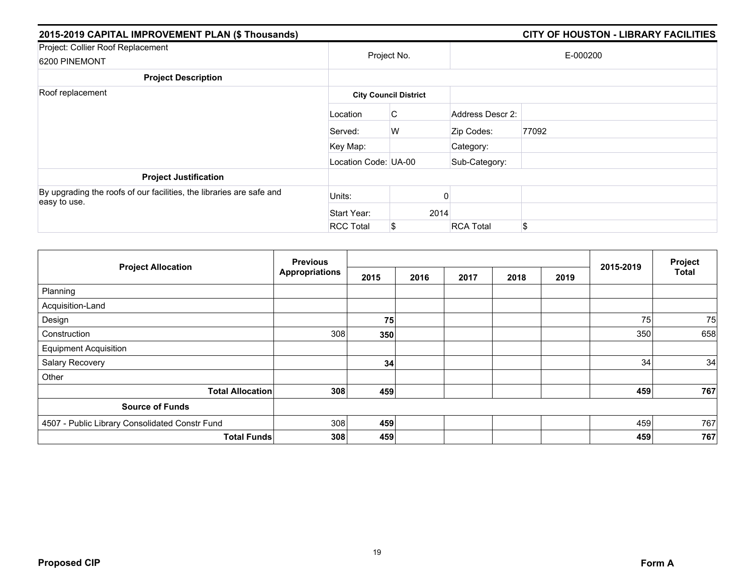## 2015-2019 CAPITAL IMPROVEMENT PLAN ($ Thousands) — CITY OF HOUSTON - LIBRARY FACILITIES

| Project: Collier Roof Replacement 6200 PINEMONT | Project No. | | E-000200 | |
|---|---|---|---|---|
| **Project Description** | | | | |
| Roof replacement | **City Council District** | | | |
| | Location | C | Address Descr 2: | |
| | Served: | W | Zip Codes: | 77092 |
| | Key Map: | | Category: | |
| | Location Code: | UA-00 | Sub-Category: | |
| **Project Justification** | | | | |
| By upgrading the roofs of our facilities, the libraries are safe and easy to use. | Units: | 0 | | |
| | Start Year: | 2014 | | |
| | RCC Total | $ | RCA Total | $ |

| Project Allocation | Previous Appropriations | 2015 | 2016 | 2017 | 2018 | 2019 | 2015-2019 | Project Total |
|---|---|---|---|---|---|---|---|---|
| Planning | | | | | | | | |
| Acquisition-Land | | | | | | | | |
| Design | | **75** | | | | | 75 | 75 |
| Construction | 308 | **350** | | | | | 350 | 658 |
| Equipment Acquisition | | | | | | | | |
| Salary Recovery | | **34** | | | | | 34 | 34 |
| Other | | | | | | | | |
| **Total Allocation** | **308** | **459** | | | | | **459** | **767** |
| **Source of Funds** | | | | | | | | |
| 4507 - Public Library Consolidated Constr Fund | 308 | **459** | | | | | 459 | 767 |
| **Total Funds** | **308** | **459** | | | | | **459** | **767** |

**Proposed CIP** **Form A**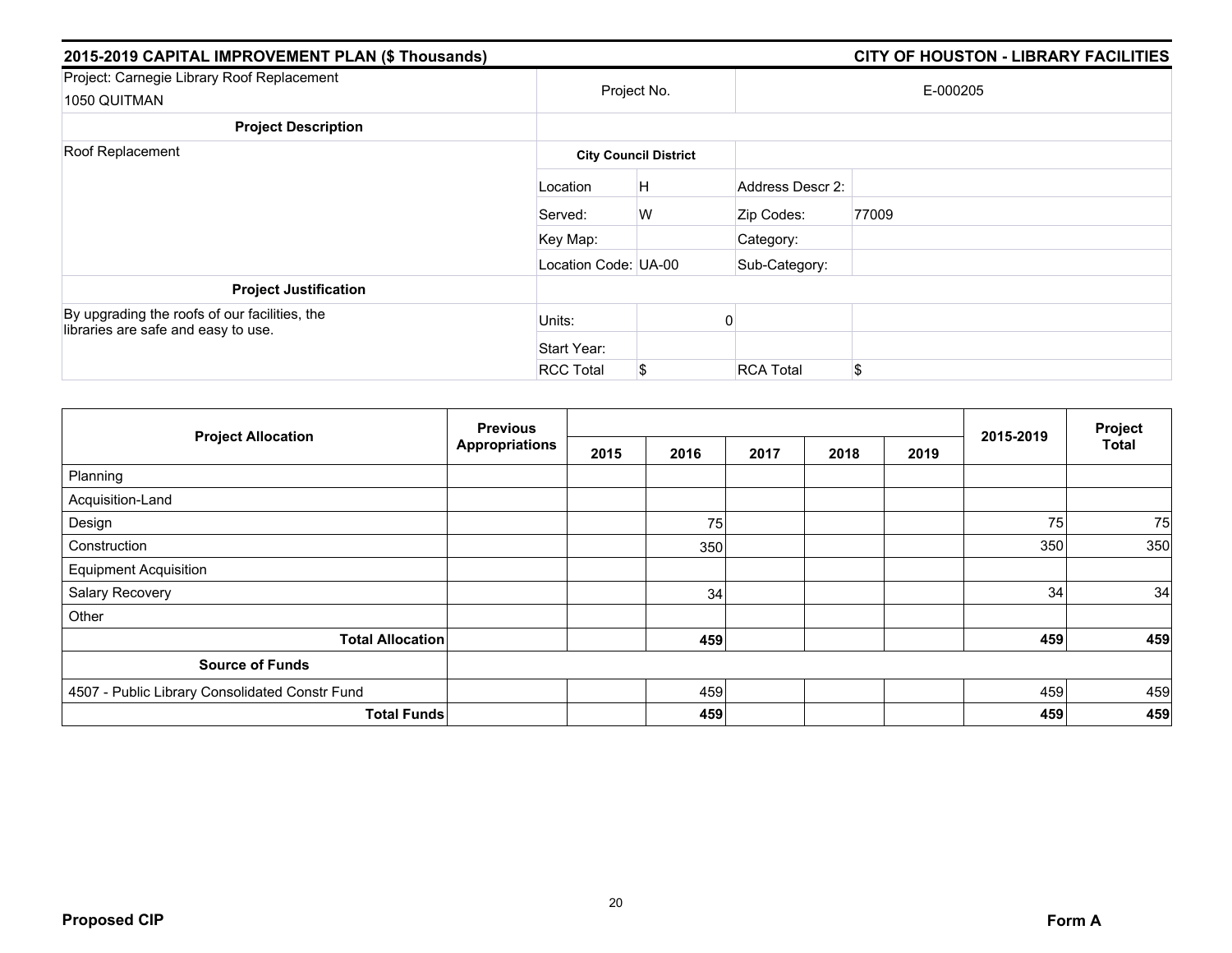## 2015-2019 CAPITAL IMPROVEMENT PLAN ($ Thousands) — CITY OF HOUSTON - LIBRARY FACILITIES

| Project: Carnegie Library Roof Replacement<br>1050 QUITMAN | Project No. | | E-000205 | |
|---|---|---|---|---|
| **Project Description** | | | | |
| Roof Replacement | **City Council District** | | | |
| | Location | H | Address Descr 2: | |
| | Served: | W | Zip Codes: | 77009 |
| | Key Map: | | Category: | |
| | Location Code: | UA-00 | Sub-Category: | |
| **Project Justification** | | | | |
| By upgrading the roofs of our facilities, the libraries are safe and easy to use. | Units: | 0 | | |
| | Start Year: | | | |
| | RCC Total | $ | RCA Total | $ |

| Project Allocation | Previous Appropriations | 2015 | 2016 | 2017 | 2018 | 2019 | 2015-2019 | Project Total |
|---|---|---|---|---|---|---|---|---|
| Planning | | | | | | | | |
| Acquisition-Land | | | | | | | | |
| Design | | | 75 | | | | 75 | 75 |
| Construction | | | 350 | | | | 350 | 350 |
| Equipment Acquisition | | | | | | | | |
| Salary Recovery | | | 34 | | | | 34 | 34 |
| Other | | | | | | | | |
| **Total Allocation** | | | **459** | | | | **459** | **459** |
| **Source of Funds** | | | | | | | | |
| 4507 - Public Library Consolidated Constr Fund | | | 459 | | | | 459 | 459 |
| **Total Funds** | | | **459** | | | | **459** | **459** |

**Proposed CIP** **Form A**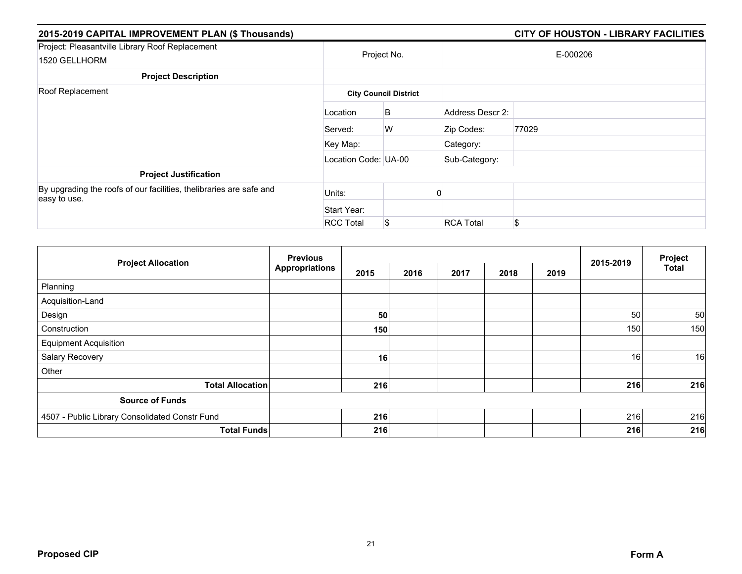## 2015-2019 CAPITAL IMPROVEMENT PLAN ($ Thousands) — CITY OF HOUSTON - LIBRARY FACILITIES

| Project: Pleasantville Library Roof Replacement<br>1520 GELLHORM | Project No. | | E-000206 | |
|---|---|---|---|---|
| **Project Description** | | | | |
| Roof Replacement | **City Council District** | | | |
| | Location | B | Address Descr 2: | |
| | Served: | W | Zip Codes: | 77029 |
| | Key Map: | | Category: | |
| | Location Code: | UA-00 | Sub-Category: | |
| **Project Justification** | | | | |
| By upgrading the roofs of our facilities, thelibraries are safe and easy to use. | Units: | 0 | | |
| | Start Year: | | | |
| | RCC Total | $ | RCA Total | $ |

| Project Allocation | Previous Appropriations | 2015 | 2016 | 2017 | 2018 | 2019 | 2015-2019 | Project Total |
|---|---|---|---|---|---|---|---|---|
| Planning | | | | | | | | |
| Acquisition-Land | | | | | | | | |
| Design | | **50** | | | | | 50 | 50 |
| Construction | | **150** | | | | | 150 | 150 |
| Equipment Acquisition | | | | | | | | |
| Salary Recovery | | **16** | | | | | 16 | 16 |
| Other | | | | | | | | |
| **Total Allocation** | | **216** | | | | | **216** | **216** |
| **Source of Funds** | | | | | | | | |
| 4507 - Public Library Consolidated Constr Fund | | **216** | | | | | 216 | 216 |
| **Total Funds** | | **216** | | | | | **216** | **216** |

**Proposed CIP** — **Form A**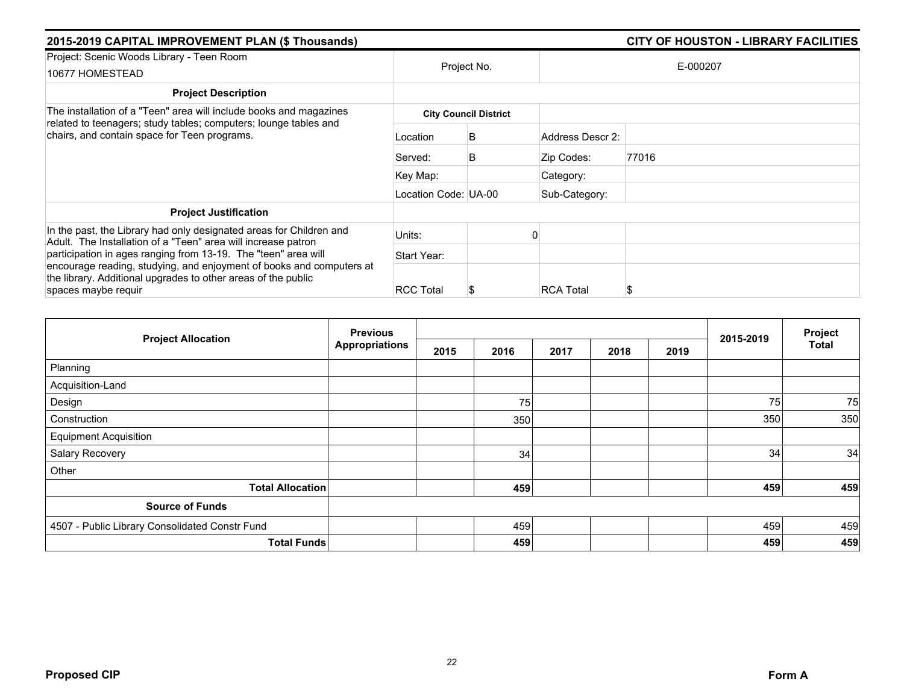## 2015-2019 CAPITAL IMPROVEMENT PLAN ($ Thousands) — CITY OF HOUSTON - LIBRARY FACILITIES

| Project: Scenic Woods Library - Teen Room<br>10677 HOMESTEAD | Project No. | | E-000207 | |
|---|---|---|---|---|
| **Project Description** | | | | |
| The installation of a "Teen" area will include books and magazines related to teenagers; study tables; computers; lounge tables and chairs, and contain space for Teen programs. | **City Council District** | | | |
| | Location | B | Address Descr 2: | |
| | Served: | B | Zip Codes: | 77016 |
| | Key Map: | | Category: | |
| | Location Code: | UA-00 | Sub-Category: | |
| **Project Justification** | | | | |
| In the past, the Library had only designated areas for Children and Adult. The Installation of a "Teen" area will increase patron participation in ages ranging from 13-19. The "teen" area will encourage reading, studying, and enjoyment of books and computers at the library. Additional upgrades to other areas of the public spaces maybe requir | Units: | 0 | | |
| | Start Year: | | | |
| | RCC Total | $ | RCA Total | $ |

| Project Allocation | Previous Appropriations | 2015 | 2016 | 2017 | 2018 | 2019 | 2015-2019 | Project Total |
|---|---|---|---|---|---|---|---|---|
| Planning | | | | | | | | |
| Acquisition-Land | | | | | | | | |
| Design | | | 75 | | | | 75 | 75 |
| Construction | | | 350 | | | | 350 | 350 |
| Equipment Acquisition | | | | | | | | |
| Salary Recovery | | | 34 | | | | 34 | 34 |
| Other | | | | | | | | |
| **Total Allocation** | | | **459** | | | | **459** | **459** |
| **Source of Funds** | | | | | | | | |
| 4507 - Public Library Consolidated Constr Fund | | | 459 | | | | 459 | 459 |
| **Total Funds** | | | **459** | | | | **459** | **459** |

**Proposed CIP** **Form A**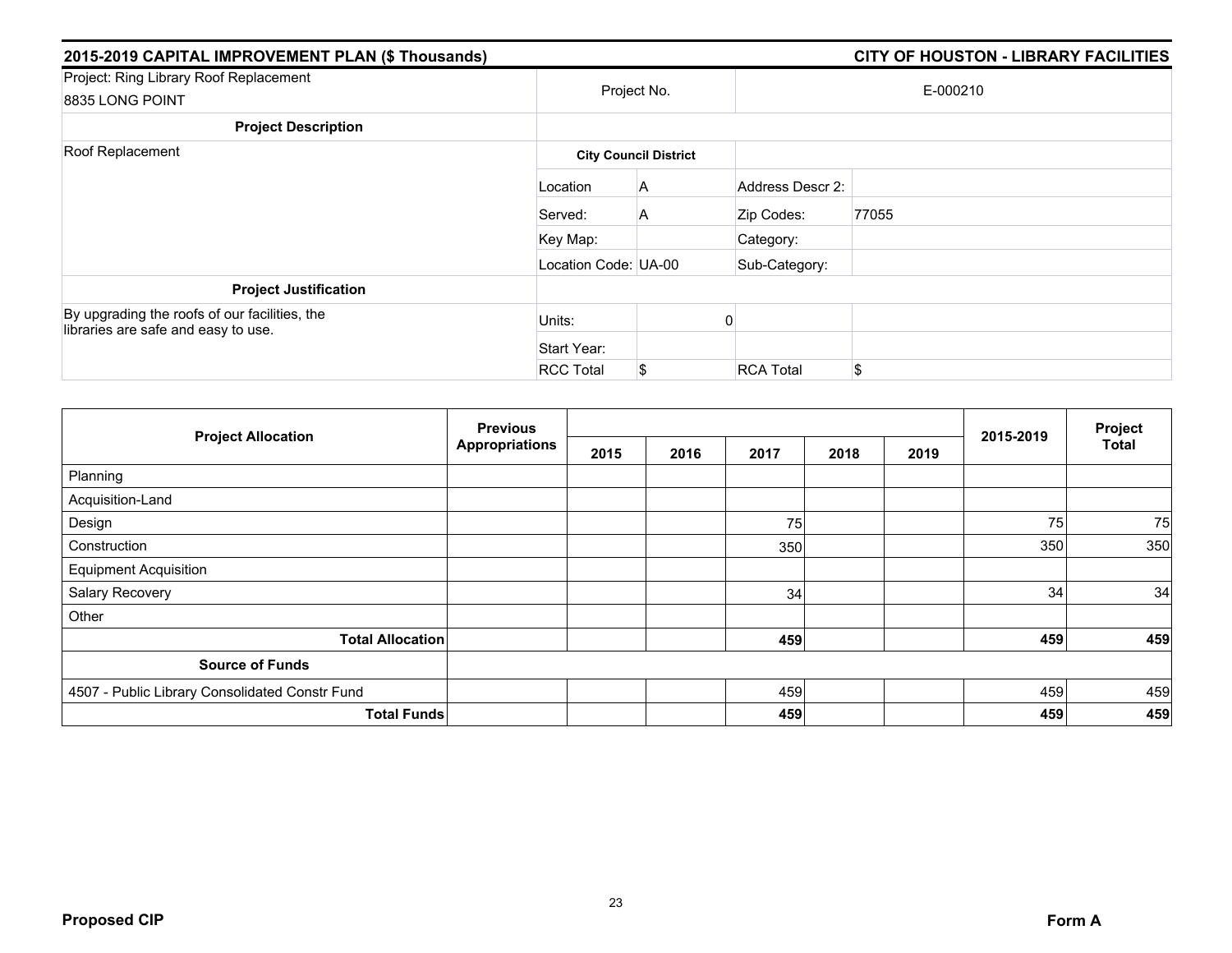## 2015-2019 CAPITAL IMPROVEMENT PLAN ($ Thousands) — CITY OF HOUSTON - LIBRARY FACILITIES

| Project: Ring Library Roof Replacement<br>8835 LONG POINT | Project No. | | E-000210 | |
|---|---|---|---|---|
| **Project Description** | | | | |
| Roof Replacement | **City Council District** | | | |
| | Location | A | Address Descr 2: | |
| | Served: | A | Zip Codes: | 77055 |
| | Key Map: | | Category: | |
| | Location Code: | UA-00 | Sub-Category: | |
| **Project Justification** | | | | |
| By upgrading the roofs of our facilities, the libraries are safe and easy to use. | Units: | 0 | | |
| | Start Year: | | | |
| | RCC Total | $ | RCA Total | $ |

| Project Allocation | Previous Appropriations | 2015 | 2016 | 2017 | 2018 | 2019 | 2015-2019 | Project Total |
|---|---|---|---|---|---|---|---|---|
| Planning | | | | | | | | |
| Acquisition-Land | | | | | | | | |
| Design | | | | 75 | | | 75 | 75 |
| Construction | | | | 350 | | | 350 | 350 |
| Equipment Acquisition | | | | | | | | |
| Salary Recovery | | | | 34 | | | 34 | 34 |
| Other | | | | | | | | |
| **Total Allocation** | | | | **459** | | | **459** | **459** |
| **Source of Funds** | | | | | | | | |
| 4507 - Public Library Consolidated Constr Fund | | | | 459 | | | 459 | 459 |
| **Total Funds** | | | | **459** | | | **459** | **459** |

**Proposed CIP** **Form A**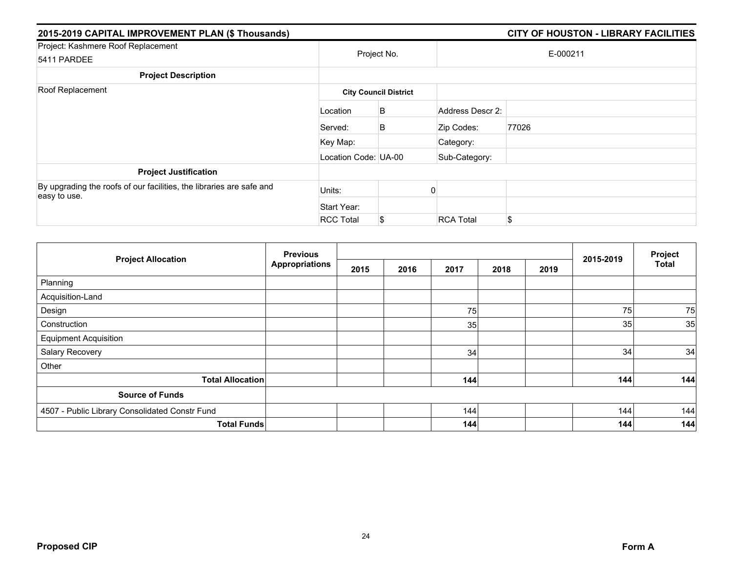## 2015-2019 CAPITAL IMPROVEMENT PLAN ($ Thousands)

## CITY OF HOUSTON - LIBRARY FACILITIES

| Project: Kashmere Roof Replacement<br>5411 PARDEE | Project No. | | E-000211 | |
|---|---|---|---|---|
| **Project Description** | | | | |
| Roof Replacement | **City Council District** | | | |
| | Location | B | Address Descr 2: | |
| | Served: | B | Zip Codes: | 77026 |
| | Key Map: | | Category: | |
| | Location Code: UA-00 | | Sub-Category: | |
| **Project Justification** | | | | |
| By upgrading the roofs of our facilities, the libraries are safe and easy to use. | Units: | 0 | | |
| | Start Year: | | | |
| | RCC Total | $ | RCA Total | $ |

| Project Allocation | Previous Appropriations | 2015 | 2016 | 2017 | 2018 | 2019 | 2015-2019 | Project Total |
|---|---|---|---|---|---|---|---|---|
| Planning | | | | | | | | |
| Acquisition-Land | | | | | | | | |
| Design | | | | 75 | | | 75 | 75 |
| Construction | | | | 35 | | | 35 | 35 |
| Equipment Acquisition | | | | | | | | |
| Salary Recovery | | | | 34 | | | 34 | 34 |
| Other | | | | | | | | |
| **Total Allocation** | | | | **144** | | | **144** | **144** |
| **Source of Funds** | | | | | | | | |
| 4507 - Public Library Consolidated Constr Fund | | | | 144 | | | 144 | 144 |
| **Total Funds** | | | | **144** | | | **144** | **144** |

**Proposed CIP** **Form A**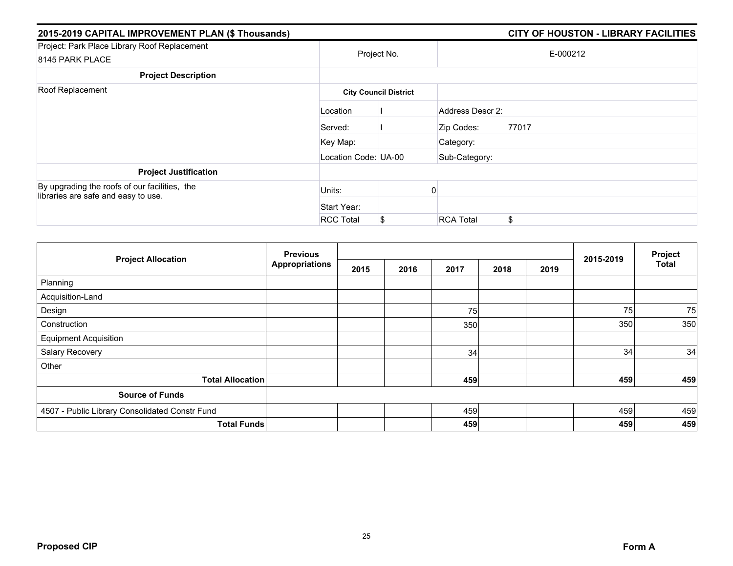## 2015-2019 CAPITAL IMPROVEMENT PLAN ($ Thousands) — CITY OF HOUSTON - LIBRARY FACILITIES

| Project: Park Place Library Roof Replacement<br>8145 PARK PLACE | Project No. | | E-000212 | |
|---|---|---|---|---|
| **Project Description** | | | | |
| Roof Replacement | **City Council District** | | | |
| | Location | I | Address Descr 2: | |
| | Served: | I | Zip Codes: | 77017 |
| | Key Map: | | Category: | |
| | Location Code: | UA-00 | Sub-Category: | |
| **Project Justification** | | | | |
| By upgrading the roofs of our facilities, the libraries are safe and easy to use. | Units: | 0 | | |
| | Start Year: | | | |
| | RCC Total | $ | RCA Total | $ |

| Project Allocation | Previous Appropriations | 2015 | 2016 | 2017 | 2018 | 2019 | 2015-2019 | Project Total |
|---|---|---|---|---|---|---|---|---|
| Planning | | | | | | | | |
| Acquisition-Land | | | | | | | | |
| Design | | | | 75 | | | 75 | 75 |
| Construction | | | | 350 | | | 350 | 350 |
| Equipment Acquisition | | | | | | | | |
| Salary Recovery | | | | 34 | | | 34 | 34 |
| Other | | | | | | | | |
| **Total Allocation** | | | | **459** | | | **459** | **459** |
| **Source of Funds** | | | | | | | | |
| 4507 - Public Library Consolidated Constr Fund | | | | 459 | | | 459 | 459 |
| **Total Funds** | | | | **459** | | | **459** | **459** |

**Proposed CIP** — **Form A**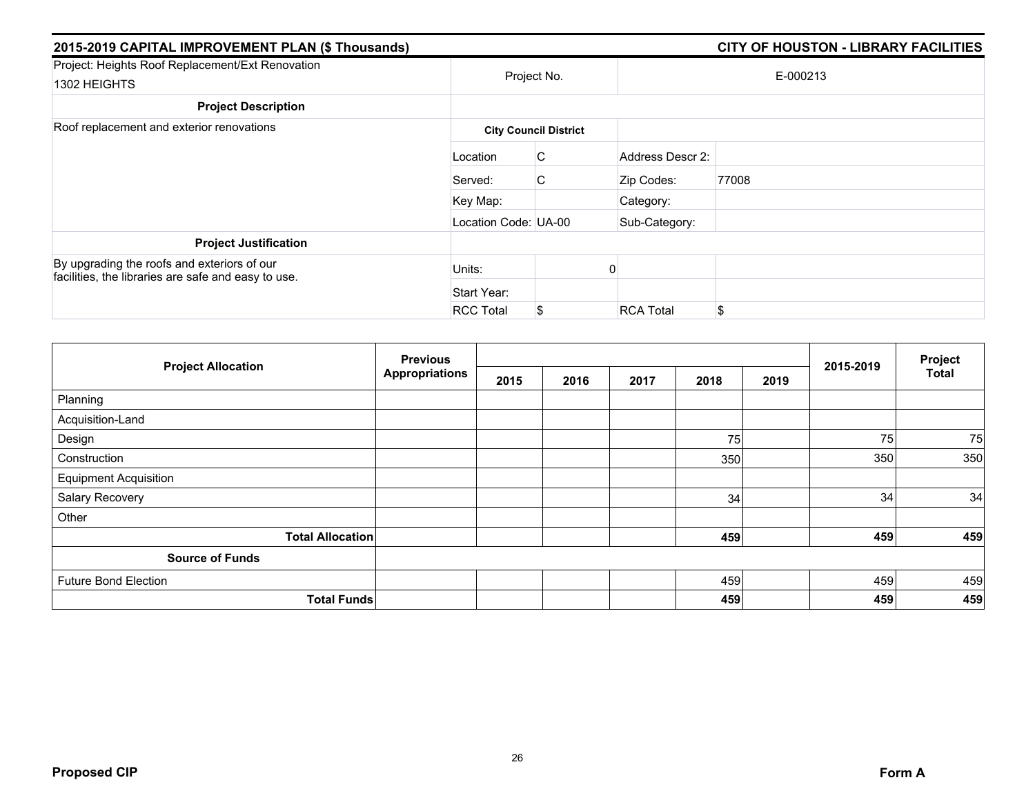## 2015-2019 CAPITAL IMPROVEMENT PLAN ($ Thousands) — CITY OF HOUSTON - LIBRARY FACILITIES

| | | | | |
|---|---|---|---|---|
| Project: Heights Roof Replacement/Ext Renovation<br>1302 HEIGHTS | Project No. | | E-000213 | |
| **Project Description** | | | | |
| Roof replacement and exterior renovations | **City Council District** | | | |
| | Location | C | Address Descr 2: | |
| | Served: | C | Zip Codes: | 77008 |
| | Key Map: | | Category: | |
| | Location Code: UA-00 | | Sub-Category: | |
| **Project Justification** | | | | |
| By upgrading the roofs and exteriors of our facilities, the libraries are safe and easy to use. | Units: | 0 | | |
| | Start Year: | | | |
| | RCC Total | $ | RCA Total | $ |

| Project Allocation | Previous Appropriations | 2015 | 2016 | 2017 | 2018 | 2019 | 2015-2019 | Project Total |
|---|---|---|---|---|---|---|---|---|
| Planning | | | | | | | | |
| Acquisition-Land | | | | | | | | |
| Design | | | | | 75 | | 75 | 75 |
| Construction | | | | | 350 | | 350 | 350 |
| Equipment Acquisition | | | | | | | | |
| Salary Recovery | | | | | 34 | | 34 | 34 |
| Other | | | | | | | | |
| **Total Allocation** | | | | | **459** | | **459** | **459** |
| **Source of Funds** | | | | | | | | |
| Future Bond Election | | | | | 459 | | 459 | 459 |
| **Total Funds** | | | | | **459** | | **459** | **459** |

**Proposed CIP** **Form A**